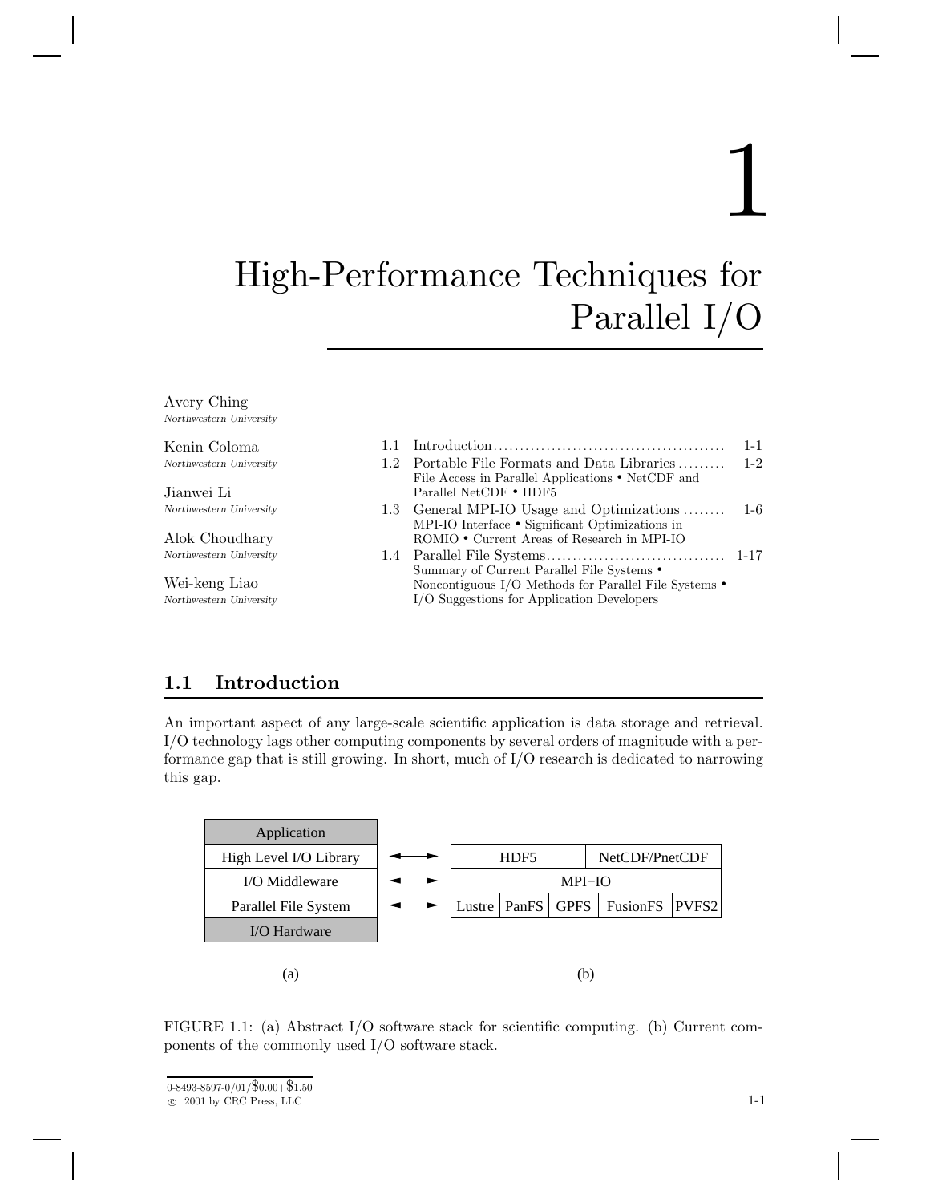# 1

# High-Performance Techniques for Parallel I/O

Avery Ching
*Northwestern University*

Kenin Coloma
*Northwestern University*

Jianwei Li
*Northwestern University*

Alok Choudhary
*Northwestern University*

Wei-keng Liao
*Northwestern University*

| | | |
|---|---|---|
| 1.1 | Introduction | 1-1 |
| 1.2 | Portable File Formats and Data Libraries<br>File Access in Parallel Applications • NetCDF and Parallel NetCDF • HDF5 | 1-2 |
| 1.3 | General MPI-IO Usage and Optimizations<br>MPI-IO Interface • Significant Optimizations in ROMIO • Current Areas of Research in MPI-IO | 1-6 |
| 1.4 | Parallel File Systems<br>Summary of Current Parallel File Systems • Noncontiguous I/O Methods for Parallel File Systems • I/O Suggestions for Application Developers | 1-17 |

## 1.1 Introduction

An important aspect of any large-scale scientific application is data storage and retrieval. I/O technology lags other computing components by several orders of magnitude with a performance gap that is still growing. In short, much of I/O research is dedicated to narrowing this gap.

| (a) Abstract stack | | (b) Current components |
|---|---|---|
| Application | | |
| High Level I/O Library | ↔ | HDF5, NetCDF/PnetCDF |
| I/O Middleware | ↔ | MPI−IO |
| Parallel File System | ↔ | Lustre, PanFS, GPFS, FusionFS, PVFS2 |
| I/O Hardware | | |

FIGURE 1.1: (a) Abstract I/O software stack for scientific computing. (b) Current components of the commonly used I/O software stack.

0-8493-8597-0/01/$0.00+$1.50
© 2001 by CRC Press, LLC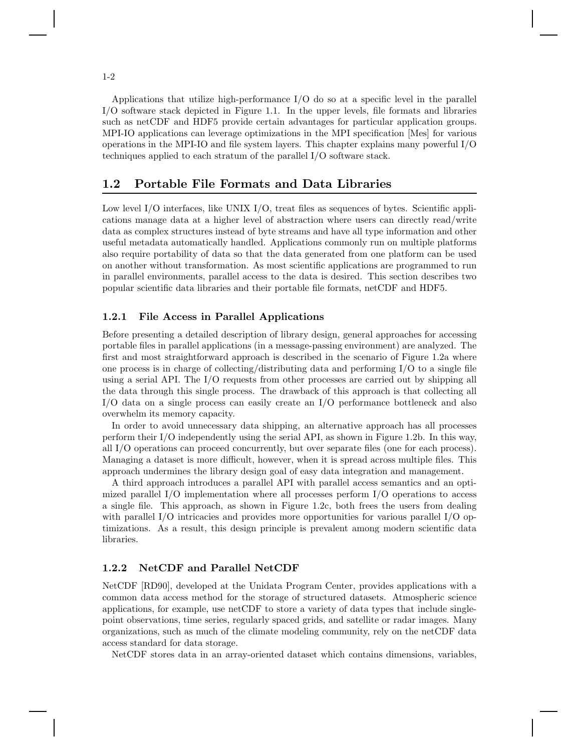Applications that utilize high-performance I/O do so at a specific level in the parallel I/O software stack depicted in Figure 1.1. In the upper levels, file formats and libraries such as netCDF and HDF5 provide certain advantages for particular application groups. MPI-IO applications can leverage optimizations in the MPI specification [Mes] for various operations in the MPI-IO and file system layers. This chapter explains many powerful I/O techniques applied to each stratum of the parallel I/O software stack.

## 1.2 Portable File Formats and Data Libraries

Low level I/O interfaces, like UNIX I/O, treat files as sequences of bytes. Scientific applications manage data at a higher level of abstraction where users can directly read/write data as complex structures instead of byte streams and have all type information and other useful metadata automatically handled. Applications commonly run on multiple platforms also require portability of data so that the data generated from one platform can be used on another without transformation. As most scientific applications are programmed to run in parallel environments, parallel access to the data is desired. This section describes two popular scientific data libraries and their portable file formats, netCDF and HDF5.

### 1.2.1 File Access in Parallel Applications

Before presenting a detailed description of library design, general approaches for accessing portable files in parallel applications (in a message-passing environment) are analyzed. The first and most straightforward approach is described in the scenario of Figure 1.2a where one process is in charge of collecting/distributing data and performing I/O to a single file using a serial API. The I/O requests from other processes are carried out by shipping all the data through this single process. The drawback of this approach is that collecting all I/O data on a single process can easily create an I/O performance bottleneck and also overwhelm its memory capacity.

In order to avoid unnecessary data shipping, an alternative approach has all processes perform their I/O independently using the serial API, as shown in Figure 1.2b. In this way, all I/O operations can proceed concurrently, but over separate files (one for each process). Managing a dataset is more difficult, however, when it is spread across multiple files. This approach undermines the library design goal of easy data integration and management.

A third approach introduces a parallel API with parallel access semantics and an optimized parallel I/O implementation where all processes perform I/O operations to access a single file. This approach, as shown in Figure 1.2c, both frees the users from dealing with parallel I/O intricacies and provides more opportunities for various parallel I/O optimizations. As a result, this design principle is prevalent among modern scientific data libraries.

### 1.2.2 NetCDF and Parallel NetCDF

NetCDF [RD90], developed at the Unidata Program Center, provides applications with a common data access method for the storage of structured datasets. Atmospheric science applications, for example, use netCDF to store a variety of data types that include single-point observations, time series, regularly spaced grids, and satellite or radar images. Many organizations, such as much of the climate modeling community, rely on the netCDF data access standard for data storage.

NetCDF stores data in an array-oriented dataset which contains dimensions, variables,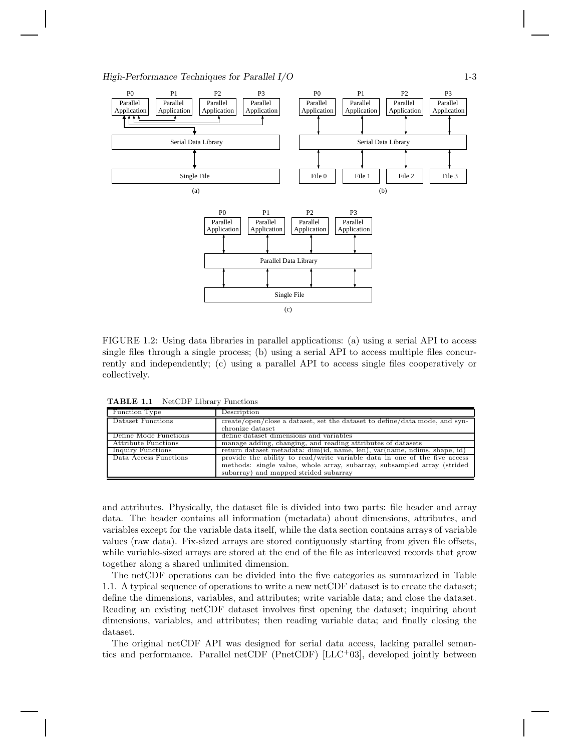FIGURE 1.2: Using data libraries in parallel applications: (a) using a serial API to access single files through a single process; (b) using a serial API to access multiple files concurrently and independently; (c) using a parallel API to access single files cooperatively or collectively.

**TABLE 1.1** NetCDF Library Functions

| Function Type | Description |
| --- | --- |
| Dataset Functions | create/open/close a dataset, set the dataset to define/data mode, and synchronize dataset |
| Define Mode Functions | define dataset dimensions and variables |
| Attribute Functions | manage adding, changing, and reading attributes of datasets |
| Inquiry Functions | return dataset metadata: dim(id, name, len), var(name, ndims, shape, id) |
| Data Access Functions | provide the ability to read/write variable data in one of the five access methods: single value, whole array, subarray, subsampled array (strided subarray) and mapped strided subarray |

and attributes. Physically, the dataset file is divided into two parts: file header and array data. The header contains all information (metadata) about dimensions, attributes, and variables except for the variable data itself, while the data section contains arrays of variable values (raw data). Fix-sized arrays are stored contiguously starting from given file offsets, while variable-sized arrays are stored at the end of the file as interleaved records that grow together along a shared unlimited dimension.

The netCDF operations can be divided into the five categories as summarized in Table 1.1. A typical sequence of operations to write a new netCDF dataset is to create the dataset; define the dimensions, variables, and attributes; write variable data; and close the dataset. Reading an existing netCDF dataset involves first opening the dataset; inquiring about dimensions, variables, and attributes; then reading variable data; and finally closing the dataset.

The original netCDF API was designed for serial data access, lacking parallel semantics and performance. Parallel netCDF (PnetCDF) [LLC+03], developed jointly between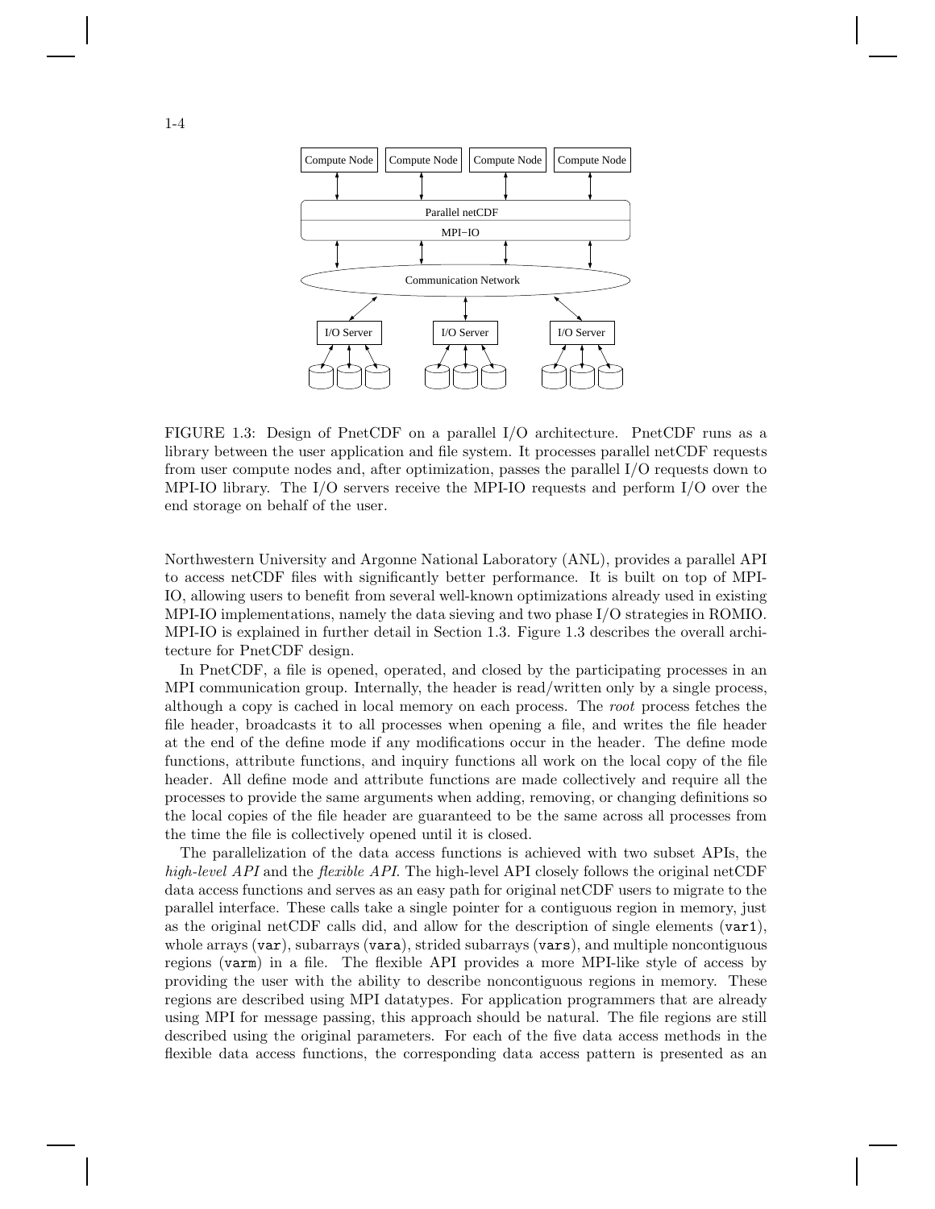FIGURE 1.3: Design of PnetCDF on a parallel I/O architecture. PnetCDF runs as a library between the user application and file system. It processes parallel netCDF requests from user compute nodes and, after optimization, passes the parallel I/O requests down to MPI-IO library. The I/O servers receive the MPI-IO requests and perform I/O over the end storage on behalf of the user.

Northwestern University and Argonne National Laboratory (ANL), provides a parallel API to access netCDF files with significantly better performance. It is built on top of MPI-IO, allowing users to benefit from several well-known optimizations already used in existing MPI-IO implementations, namely the data sieving and two phase I/O strategies in ROMIO. MPI-IO is explained in further detail in Section 1.3. Figure 1.3 describes the overall architecture for PnetCDF design.

In PnetCDF, a file is opened, operated, and closed by the participating processes in an MPI communication group. Internally, the header is read/written only by a single process, although a copy is cached in local memory on each process. The *root* process fetches the file header, broadcasts it to all processes when opening a file, and writes the file header at the end of the define mode if any modifications occur in the header. The define mode functions, attribute functions, and inquiry functions all work on the local copy of the file header. All define mode and attribute functions are made collectively and require all the processes to provide the same arguments when adding, removing, or changing definitions so the local copies of the file header are guaranteed to be the same across all processes from the time the file is collectively opened until it is closed.

The parallelization of the data access functions is achieved with two subset APIs, the *high-level API* and the *flexible API*. The high-level API closely follows the original netCDF data access functions and serves as an easy path for original netCDF users to migrate to the parallel interface. These calls take a single pointer for a contiguous region in memory, just as the original netCDF calls did, and allow for the description of single elements (`var1`), whole arrays (`var`), subarrays (`vara`), strided subarrays (`vars`), and multiple noncontiguous regions (`varm`) in a file. The flexible API provides a more MPI-like style of access by providing the user with the ability to describe noncontiguous regions in memory. These regions are described using MPI datatypes. For application programmers that are already using MPI for message passing, this approach should be natural. The file regions are still described using the original parameters. For each of the five data access methods in the flexible data access functions, the corresponding data access pattern is presented as an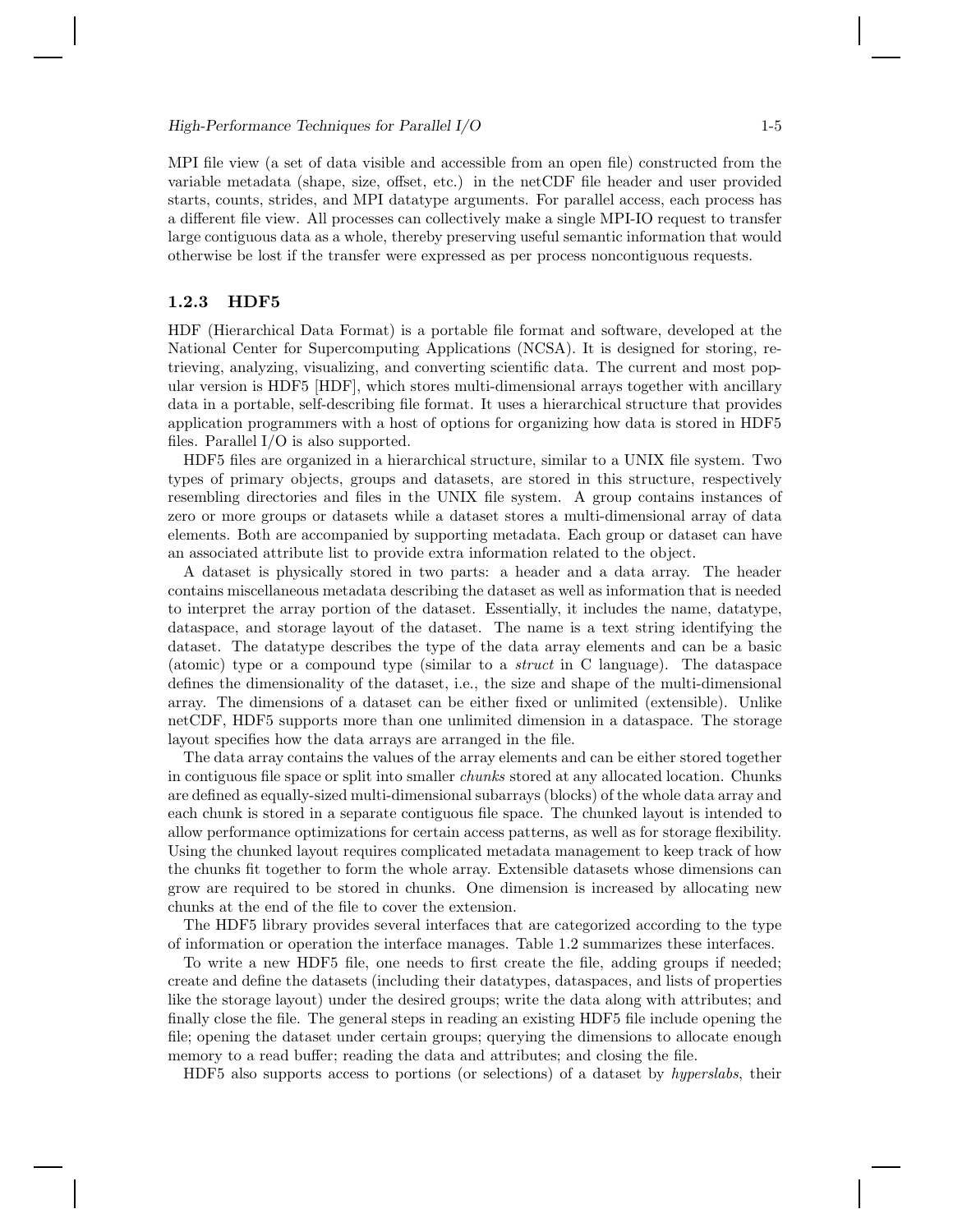MPI file view (a set of data visible and accessible from an open file) constructed from the variable metadata (shape, size, offset, etc.) in the netCDF file header and user provided starts, counts, strides, and MPI datatype arguments. For parallel access, each process has a different file view. All processes can collectively make a single MPI-IO request to transfer large contiguous data as a whole, thereby preserving useful semantic information that would otherwise be lost if the transfer were expressed as per process noncontiguous requests.

### 1.2.3 HDF5

HDF (Hierarchical Data Format) is a portable file format and software, developed at the National Center for Supercomputing Applications (NCSA). It is designed for storing, retrieving, analyzing, visualizing, and converting scientific data. The current and most popular version is HDF5 [HDF], which stores multi-dimensional arrays together with ancillary data in a portable, self-describing file format. It uses a hierarchical structure that provides application programmers with a host of options for organizing how data is stored in HDF5 files. Parallel I/O is also supported.

HDF5 files are organized in a hierarchical structure, similar to a UNIX file system. Two types of primary objects, groups and datasets, are stored in this structure, respectively resembling directories and files in the UNIX file system. A group contains instances of zero or more groups or datasets while a dataset stores a multi-dimensional array of data elements. Both are accompanied by supporting metadata. Each group or dataset can have an associated attribute list to provide extra information related to the object.

A dataset is physically stored in two parts: a header and a data array. The header contains miscellaneous metadata describing the dataset as well as information that is needed to interpret the array portion of the dataset. Essentially, it includes the name, datatype, dataspace, and storage layout of the dataset. The name is a text string identifying the dataset. The datatype describes the type of the data array elements and can be a basic (atomic) type or a compound type (similar to a *struct* in C language). The dataspace defines the dimensionality of the dataset, i.e., the size and shape of the multi-dimensional array. The dimensions of a dataset can be either fixed or unlimited (extensible). Unlike netCDF, HDF5 supports more than one unlimited dimension in a dataspace. The storage layout specifies how the data arrays are arranged in the file.

The data array contains the values of the array elements and can be either stored together in contiguous file space or split into smaller *chunks* stored at any allocated location. Chunks are defined as equally-sized multi-dimensional subarrays (blocks) of the whole data array and each chunk is stored in a separate contiguous file space. The chunked layout is intended to allow performance optimizations for certain access patterns, as well as for storage flexibility. Using the chunked layout requires complicated metadata management to keep track of how the chunks fit together to form the whole array. Extensible datasets whose dimensions can grow are required to be stored in chunks. One dimension is increased by allocating new chunks at the end of the file to cover the extension.

The HDF5 library provides several interfaces that are categorized according to the type of information or operation the interface manages. Table 1.2 summarizes these interfaces.

To write a new HDF5 file, one needs to first create the file, adding groups if needed; create and define the datasets (including their datatypes, dataspaces, and lists of properties like the storage layout) under the desired groups; write the data along with attributes; and finally close the file. The general steps in reading an existing HDF5 file include opening the file; opening the dataset under certain groups; querying the dimensions to allocate enough memory to a read buffer; reading the data and attributes; and closing the file.

HDF5 also supports access to portions (or selections) of a dataset by *hyperslabs*, their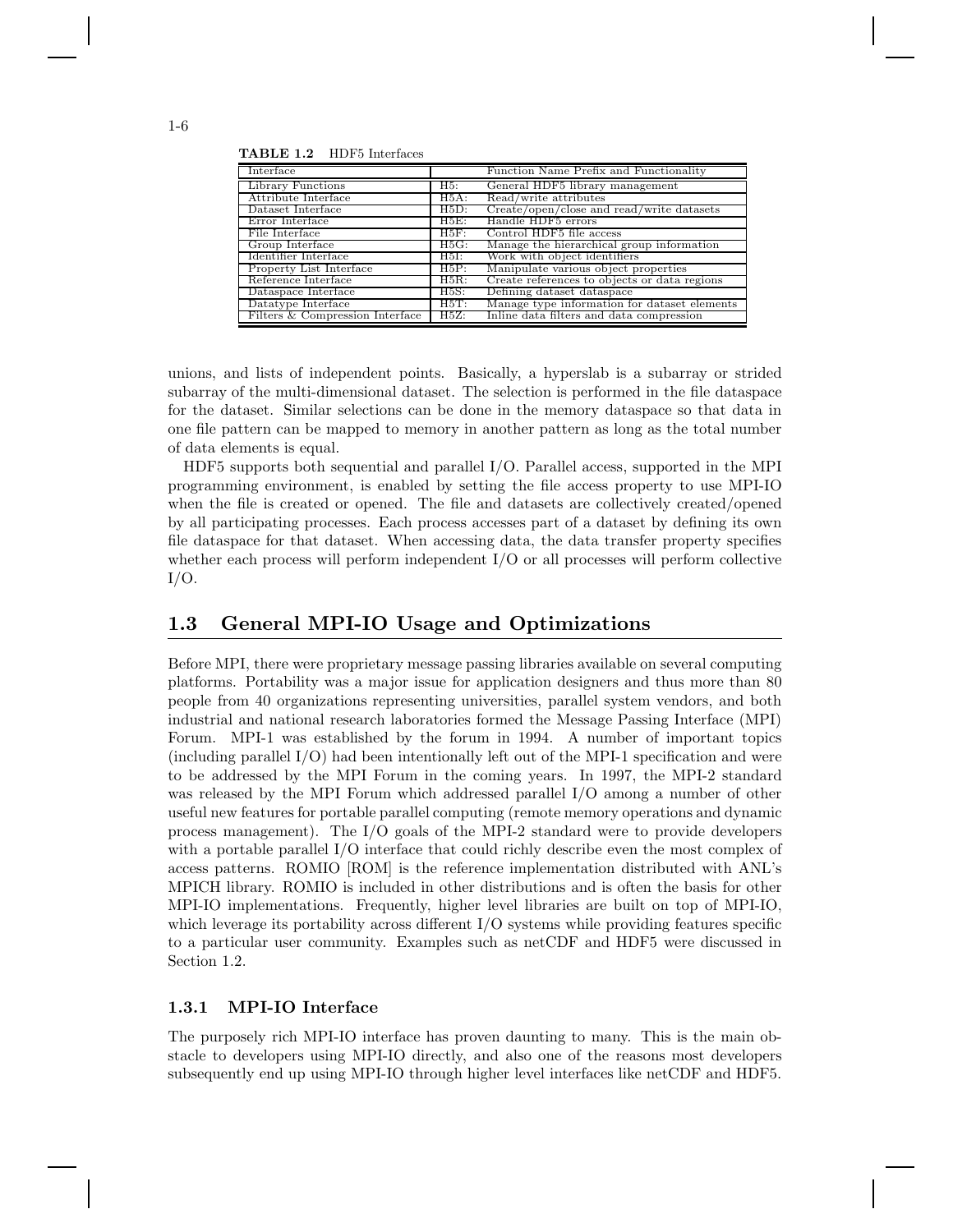**TABLE 1.2** HDF5 Interfaces

| Interface | Function Name Prefix and Functionality | |
|---|---|---|
| Library Functions | H5: | General HDF5 library management |
| Attribute Interface | H5A: | Read/write attributes |
| Dataset Interface | H5D: | Create/open/close and read/write datasets |
| Error Interface | H5E: | Handle HDF5 errors |
| File Interface | H5F: | Control HDF5 file access |
| Group Interface | H5G: | Manage the hierarchical group information |
| Identifier Interface | H5I: | Work with object identifiers |
| Property List Interface | H5P: | Manipulate various object properties |
| Reference Interface | H5R: | Create references to objects or data regions |
| Dataspace Interface | H5S: | Defining dataset dataspace |
| Datatype Interface | H5T: | Manage type information for dataset elements |
| Filters & Compression Interface | H5Z: | Inline data filters and data compression |

unions, and lists of independent points. Basically, a hyperslab is a subarray or strided subarray of the multi-dimensional dataset. The selection is performed in the file dataspace for the dataset. Similar selections can be done in the memory dataspace so that data in one file pattern can be mapped to memory in another pattern as long as the total number of data elements is equal.

HDF5 supports both sequential and parallel I/O. Parallel access, supported in the MPI programming environment, is enabled by setting the file access property to use MPI-IO when the file is created or opened. The file and datasets are collectively created/opened by all participating processes. Each process accesses part of a dataset by defining its own file dataspace for that dataset. When accessing data, the data transfer property specifies whether each process will perform independent I/O or all processes will perform collective I/O.

## 1.3 General MPI-IO Usage and Optimizations

Before MPI, there were proprietary message passing libraries available on several computing platforms. Portability was a major issue for application designers and thus more than 80 people from 40 organizations representing universities, parallel system vendors, and both industrial and national research laboratories formed the Message Passing Interface (MPI) Forum. MPI-1 was established by the forum in 1994. A number of important topics (including parallel I/O) had been intentionally left out of the MPI-1 specification and were to be addressed by the MPI Forum in the coming years. In 1997, the MPI-2 standard was released by the MPI Forum which addressed parallel I/O among a number of other useful new features for portable parallel computing (remote memory operations and dynamic process management). The I/O goals of the MPI-2 standard were to provide developers with a portable parallel I/O interface that could richly describe even the most complex of access patterns. ROMIO [ROM] is the reference implementation distributed with ANL's MPICH library. ROMIO is included in other distributions and is often the basis for other MPI-IO implementations. Frequently, higher level libraries are built on top of MPI-IO, which leverage its portability across different I/O systems while providing features specific to a particular user community. Examples such as netCDF and HDF5 were discussed in Section 1.2.

### 1.3.1 MPI-IO Interface

The purposely rich MPI-IO interface has proven daunting to many. This is the main obstacle to developers using MPI-IO directly, and also one of the reasons most developers subsequently end up using MPI-IO through higher level interfaces like netCDF and HDF5.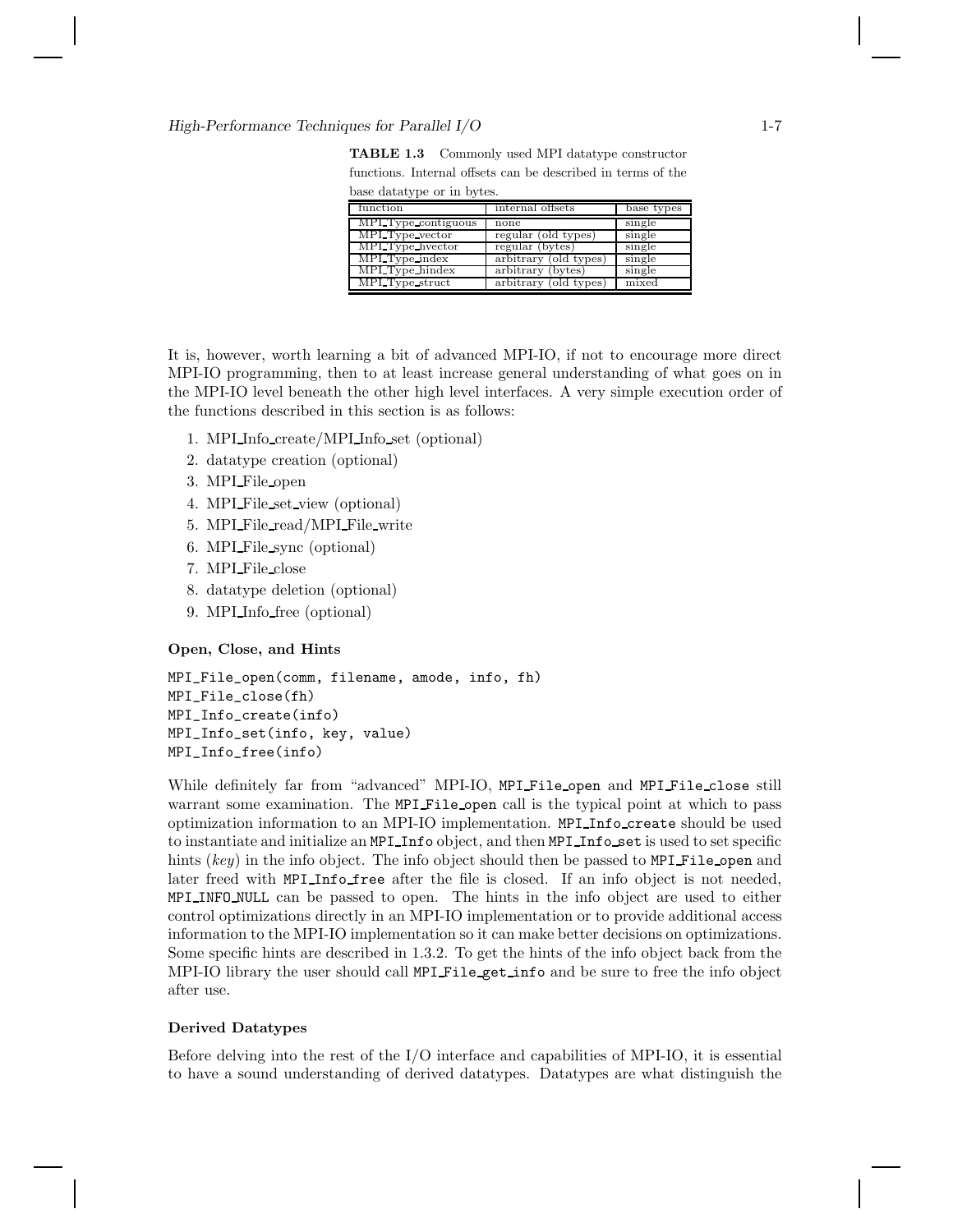**TABLE 1.3** Commonly used MPI datatype constructor functions. Internal offsets can be described in terms of the base datatype or in bytes.

| function | internal offsets | base types |
|---|---|---|
| MPI_Type_contiguous | none | single |
| MPI_Type_vector | regular (old types) | single |
| MPI_Type_hvector | regular (bytes) | single |
| MPI_Type_index | arbitrary (old types) | single |
| MPI_Type_hindex | arbitrary (bytes) | single |
| MPI_Type_struct | arbitrary (old types) | mixed |

It is, however, worth learning a bit of advanced MPI-IO, if not to encourage more direct MPI-IO programming, then to at least increase general understanding of what goes on in the MPI-IO level beneath the other high level interfaces. A very simple execution order of the functions described in this section is as follows:

1. MPI_Info_create/MPI_Info_set (optional)
2. datatype creation (optional)
3. MPI_File_open
4. MPI_File_set_view (optional)
5. MPI_File_read/MPI_File_write
6. MPI_File_sync (optional)
7. MPI_File_close
8. datatype deletion (optional)
9. MPI_Info_free (optional)

**Open, Close, and Hints**

```
MPI_File_open(comm, filename, amode, info, fh)
MPI_File_close(fh)
MPI_Info_create(info)
MPI_Info_set(info, key, value)
MPI_Info_free(info)
```

While definitely far from "advanced" MPI-IO, `MPI_File_open` and `MPI_File_close` still warrant some examination. The `MPI_File_open` call is the typical point at which to pass optimization information to an MPI-IO implementation. `MPI_Info_create` should be used to instantiate and initialize an `MPI_Info` object, and then `MPI_Info_set` is used to set specific hints (*key*) in the info object. The info object should then be passed to `MPI_File_open` and later freed with `MPI_Info_free` after the file is closed. If an info object is not needed, `MPI_INFO_NULL` can be passed to open. The hints in the info object are used to either control optimizations directly in an MPI-IO implementation or to provide additional access information to the MPI-IO implementation so it can make better decisions on optimizations. Some specific hints are described in 1.3.2. To get the hints of the info object back from the MPI-IO library the user should call `MPI_File_get_info` and be sure to free the info object after use.

**Derived Datatypes**

Before delving into the rest of the I/O interface and capabilities of MPI-IO, it is essential to have a sound understanding of derived datatypes. Datatypes are what distinguish the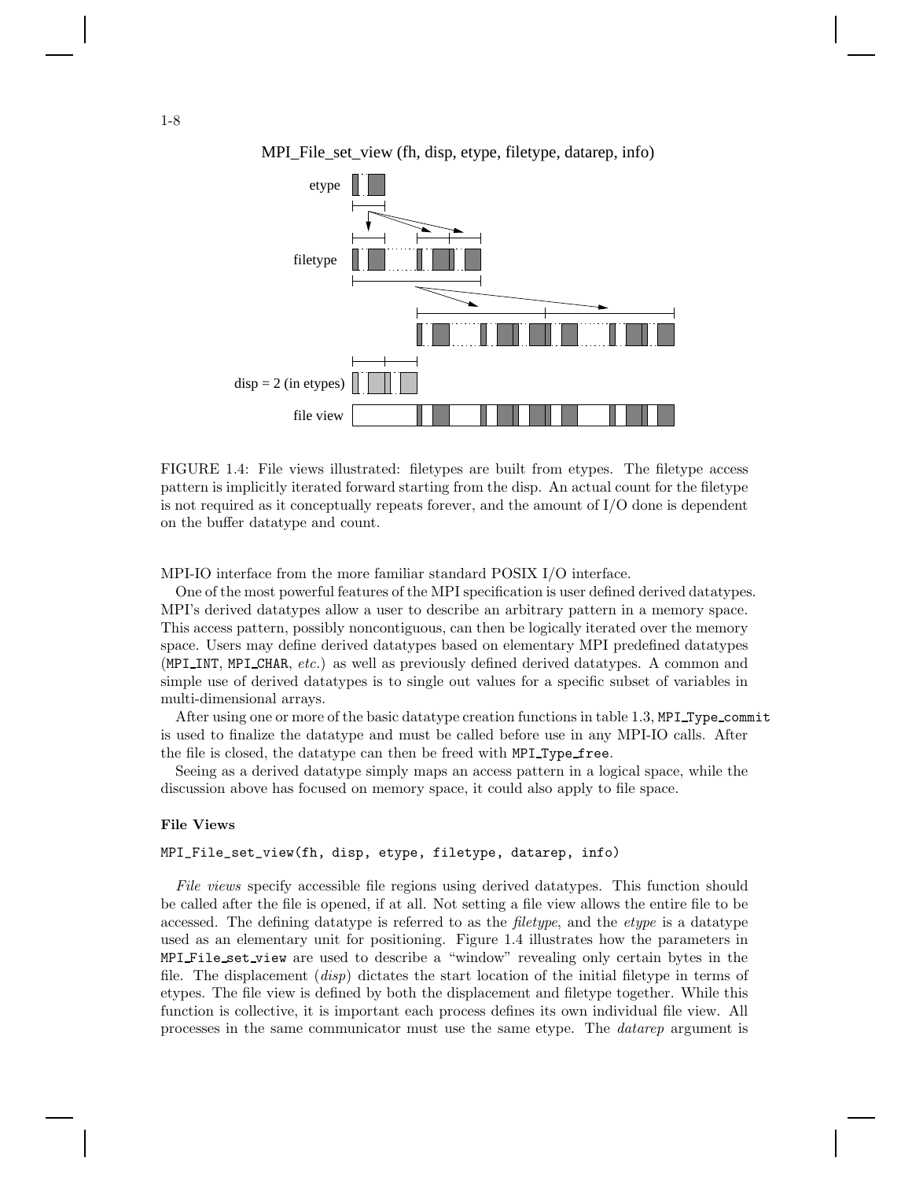MPI_File_set_view (fh, disp, etype, filetype, datarep, info)

etype

filetype

disp = 2 (in etypes)

file view

FIGURE 1.4: File views illustrated: filetypes are built from etypes. The filetype access pattern is implicitly iterated forward starting from the disp. An actual count for the filetype is not required as it conceptually repeats forever, and the amount of I/O done is dependent on the buffer datatype and count.

MPI-IO interface from the more familiar standard POSIX I/O interface.

One of the most powerful features of the MPI specification is user defined derived datatypes. MPI's derived datatypes allow a user to describe an arbitrary pattern in a memory space. This access pattern, possibly noncontiguous, can then be logically iterated over the memory space. Users may define derived datatypes based on elementary MPI predefined datatypes (`MPI_INT`, `MPI_CHAR`, *etc.*) as well as previously defined derived datatypes. A common and simple use of derived datatypes is to single out values for a specific subset of variables in multi-dimensional arrays.

After using one or more of the basic datatype creation functions in table 1.3, `MPI_Type_commit` is used to finalize the datatype and must be called before use in any MPI-IO calls. After the file is closed, the datatype can then be freed with `MPI_Type_free`.

Seeing as a derived datatype simply maps an access pattern in a logical space, while the discussion above has focused on memory space, it could also apply to file space.

**File Views**

```
MPI_File_set_view(fh, disp, etype, filetype, datarep, info)
```

*File views* specify accessible file regions using derived datatypes. This function should be called after the file is opened, if at all. Not setting a file view allows the entire file to be accessed. The defining datatype is referred to as the *filetype*, and the *etype* is a datatype used as an elementary unit for positioning. Figure 1.4 illustrates how the parameters in `MPI_File_set_view` are used to describe a "window" revealing only certain bytes in the file. The displacement (*disp*) dictates the start location of the initial filetype in terms of etypes. The file view is defined by both the displacement and filetype together. While this function is collective, it is important each process defines its own individual file view. All processes in the same communicator must use the same etype. The *datarep* argument is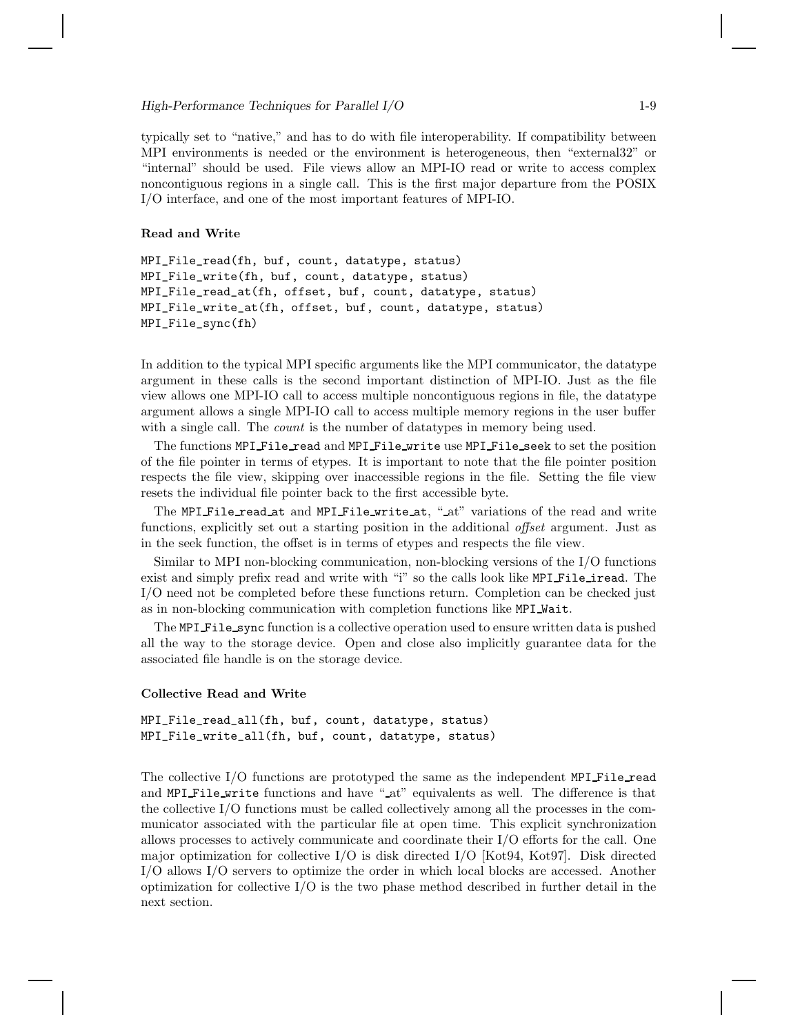typically set to "native," and has to do with file interoperability. If compatibility between MPI environments is needed or the environment is heterogeneous, then "external32" or "internal" should be used. File views allow an MPI-IO read or write to access complex noncontiguous regions in a single call. This is the first major departure from the POSIX I/O interface, and one of the most important features of MPI-IO.

### Read and Write

```
MPI_File_read(fh, buf, count, datatype, status)
MPI_File_write(fh, buf, count, datatype, status)
MPI_File_read_at(fh, offset, buf, count, datatype, status)
MPI_File_write_at(fh, offset, buf, count, datatype, status)
MPI_File_sync(fh)
```

In addition to the typical MPI specific arguments like the MPI communicator, the datatype argument in these calls is the second important distinction of MPI-IO. Just as the file view allows one MPI-IO call to access multiple noncontiguous regions in file, the datatype argument allows a single MPI-IO call to access multiple memory regions in the user buffer with a single call. The *count* is the number of datatypes in memory being used.

The functions `MPI_File_read` and `MPI_File_write` use `MPI_File_seek` to set the position of the file pointer in terms of etypes. It is important to note that the file pointer position respects the file view, skipping over inaccessible regions in the file. Setting the file view resets the individual file pointer back to the first accessible byte.

The `MPI_File_read_at` and `MPI_File_write_at`, "_at" variations of the read and write functions, explicitly set out a starting position in the additional *offset* argument. Just as in the seek function, the offset is in terms of etypes and respects the file view.

Similar to MPI non-blocking communication, non-blocking versions of the I/O functions exist and simply prefix read and write with "i" so the calls look like `MPI_File_iread`. The I/O need not be completed before these functions return. Completion can be checked just as in non-blocking communication with completion functions like `MPI_Wait`.

The `MPI_File_sync` function is a collective operation used to ensure written data is pushed all the way to the storage device. Open and close also implicitly guarantee data for the associated file handle is on the storage device.

### Collective Read and Write

```
MPI_File_read_all(fh, buf, count, datatype, status)
MPI_File_write_all(fh, buf, count, datatype, status)
```

The collective I/O functions are prototyped the same as the independent `MPI_File_read` and `MPI_File_write` functions and have "_at" equivalents as well. The difference is that the collective I/O functions must be called collectively among all the processes in the communicator associated with the particular file at open time. This explicit synchronization allows processes to actively communicate and coordinate their I/O efforts for the call. One major optimization for collective I/O is disk directed I/O [Kot94, Kot97]. Disk directed I/O allows I/O servers to optimize the order in which local blocks are accessed. Another optimization for collective I/O is the two phase method described in further detail in the next section.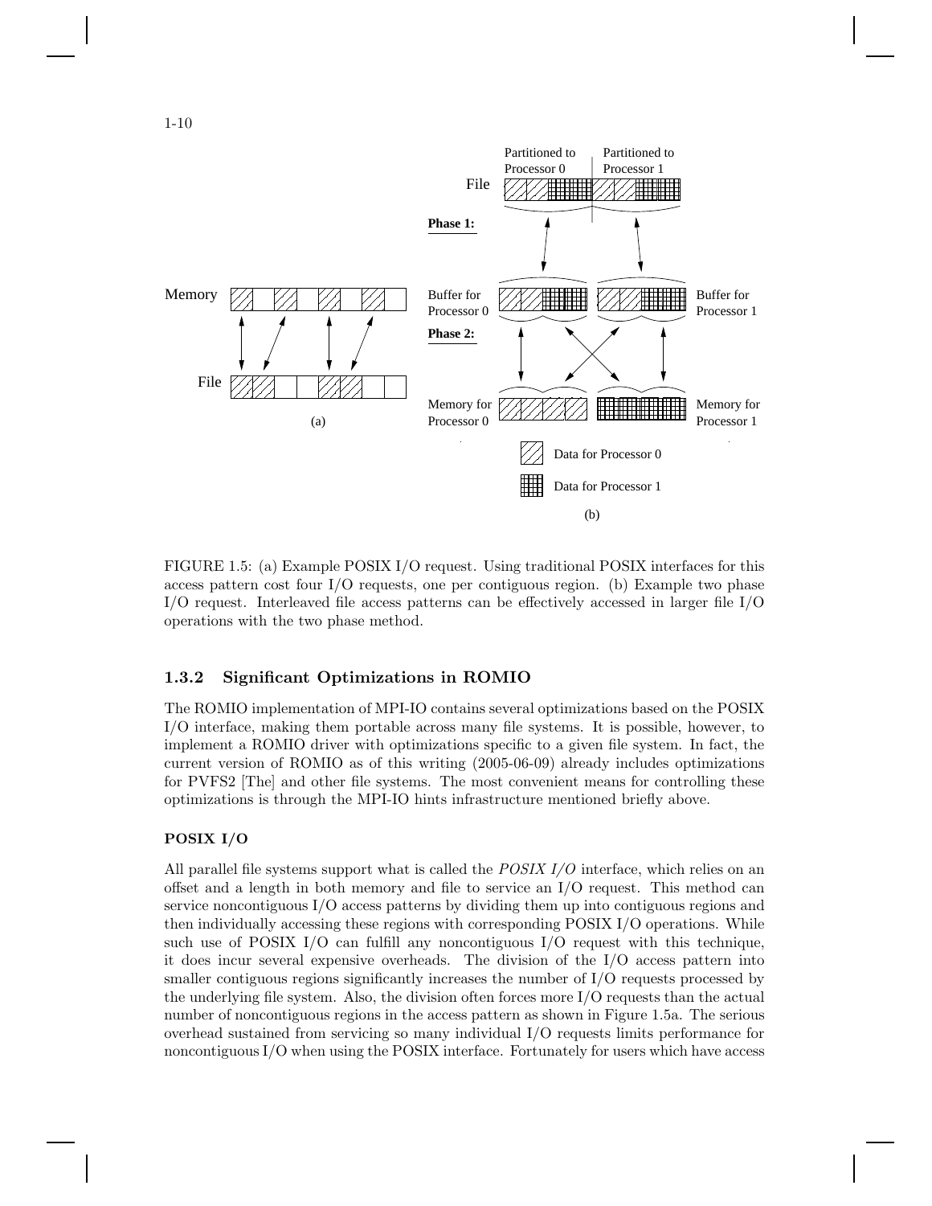Partitioned to Processor 0

Partitioned to Processor 1

File

Phase 1:

Buffer for Processor 0

Buffer for Processor 1

Phase 2:

Memory for Processor 0

Memory for Processor 1

Data for Processor 0

Data for Processor 1

(b)

Memory

File

(a)

FIGURE 1.5: (a) Example POSIX I/O request. Using traditional POSIX interfaces for this access pattern cost four I/O requests, one per contiguous region. (b) Example two phase I/O request. Interleaved file access patterns can be effectively accessed in larger file I/O operations with the two phase method.

### 1.3.2 Significant Optimizations in ROMIO

The ROMIO implementation of MPI-IO contains several optimizations based on the POSIX I/O interface, making them portable across many file systems. It is possible, however, to implement a ROMIO driver with optimizations specific to a given file system. In fact, the current version of ROMIO as of this writing (2005-06-09) already includes optimizations for PVFS2 [The] and other file systems. The most convenient means for controlling these optimizations is through the MPI-IO hints infrastructure mentioned briefly above.

#### POSIX I/O

All parallel file systems support what is called the *POSIX I/O* interface, which relies on an offset and a length in both memory and file to service an I/O request. This method can service noncontiguous I/O access patterns by dividing them up into contiguous regions and then individually accessing these regions with corresponding POSIX I/O operations. While such use of POSIX I/O can fulfill any noncontiguous I/O request with this technique, it does incur several expensive overheads. The division of the I/O access pattern into smaller contiguous regions significantly increases the number of I/O requests processed by the underlying file system. Also, the division often forces more I/O requests than the actual number of noncontiguous regions in the access pattern as shown in Figure 1.5a. The serious overhead sustained from servicing so many individual I/O requests limits performance for noncontiguous I/O when using the POSIX interface. Fortunately for users which have access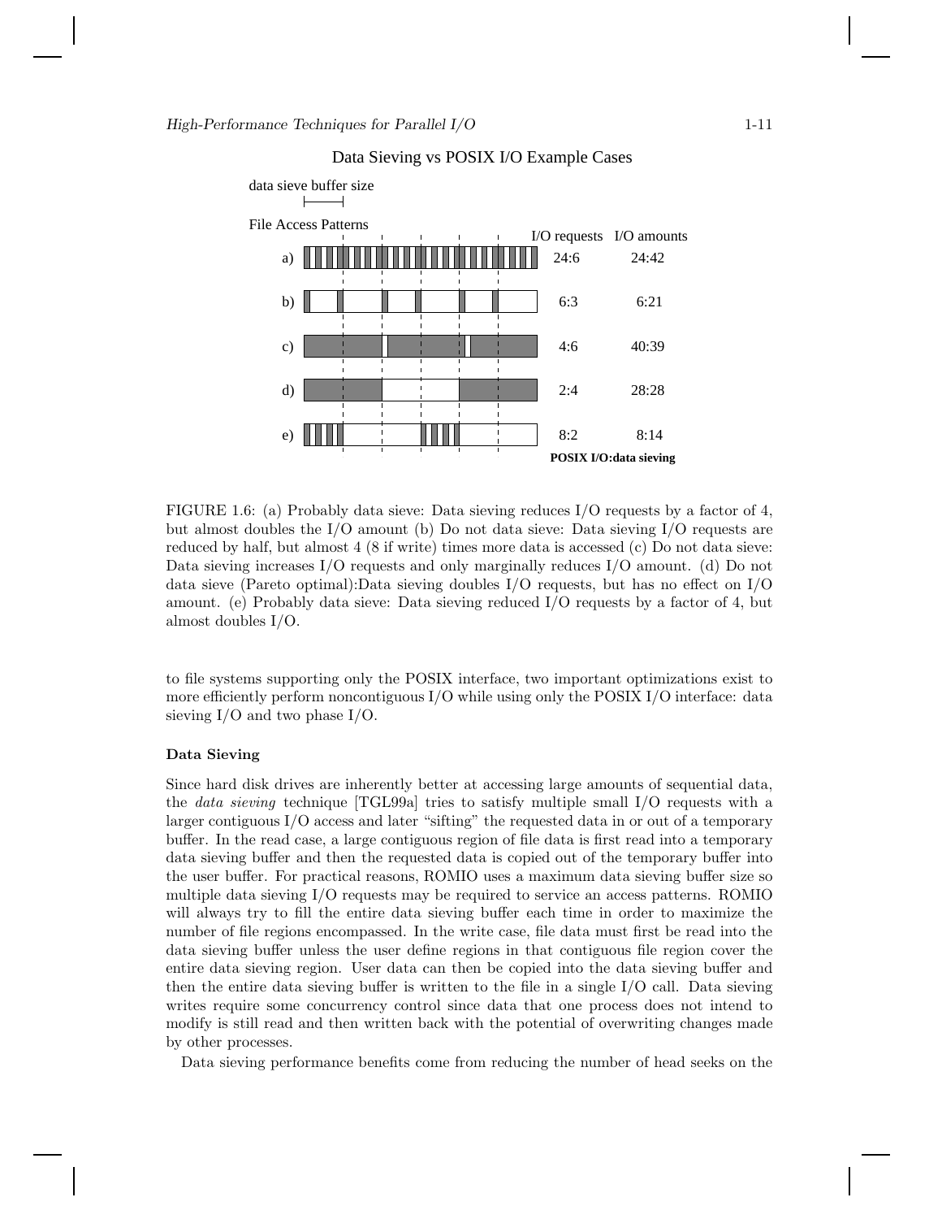Data Sieving vs POSIX I/O Example Cases

data sieve buffer size

File Access Patterns

I/O requests I/O amounts

a) 24:6 24:42

b) 6:3 6:21

c) 4:6 40:39

d) 2:4 28:28

e) 8:2 8:14

**POSIX I/O:data sieving**

FIGURE 1.6: (a) Probably data sieve: Data sieving reduces I/O requests by a factor of 4, but almost doubles the I/O amount (b) Do not data sieve: Data sieving I/O requests are reduced by half, but almost 4 (8 if write) times more data is accessed (c) Do not data sieve: Data sieving increases I/O requests and only marginally reduces I/O amount. (d) Do not data sieve (Pareto optimal):Data sieving doubles I/O requests, but has no effect on I/O amount. (e) Probably data sieve: Data sieving reduced I/O requests by a factor of 4, but almost doubles I/O.

to file systems supporting only the POSIX interface, two important optimizations exist to more efficiently perform noncontiguous I/O while using only the POSIX I/O interface: data sieving I/O and two phase I/O.

**Data Sieving**

Since hard disk drives are inherently better at accessing large amounts of sequential data, the *data sieving* technique [TGL99a] tries to satisfy multiple small I/O requests with a larger contiguous I/O access and later "sifting" the requested data in or out of a temporary buffer. In the read case, a large contiguous region of file data is first read into a temporary data sieving buffer and then the requested data is copied out of the temporary buffer into the user buffer. For practical reasons, ROMIO uses a maximum data sieving buffer size so multiple data sieving I/O requests may be required to service an access patterns. ROMIO will always try to fill the entire data sieving buffer each time in order to maximize the number of file regions encompassed. In the write case, file data must first be read into the data sieving buffer unless the user define regions in that contiguous file region cover the entire data sieving region. User data can then be copied into the data sieving buffer and then the entire data sieving buffer is written to the file in a single I/O call. Data sieving writes require some concurrency control since data that one process does not intend to modify is still read and then written back with the potential of overwriting changes made by other processes.

Data sieving performance benefits come from reducing the number of head seeks on the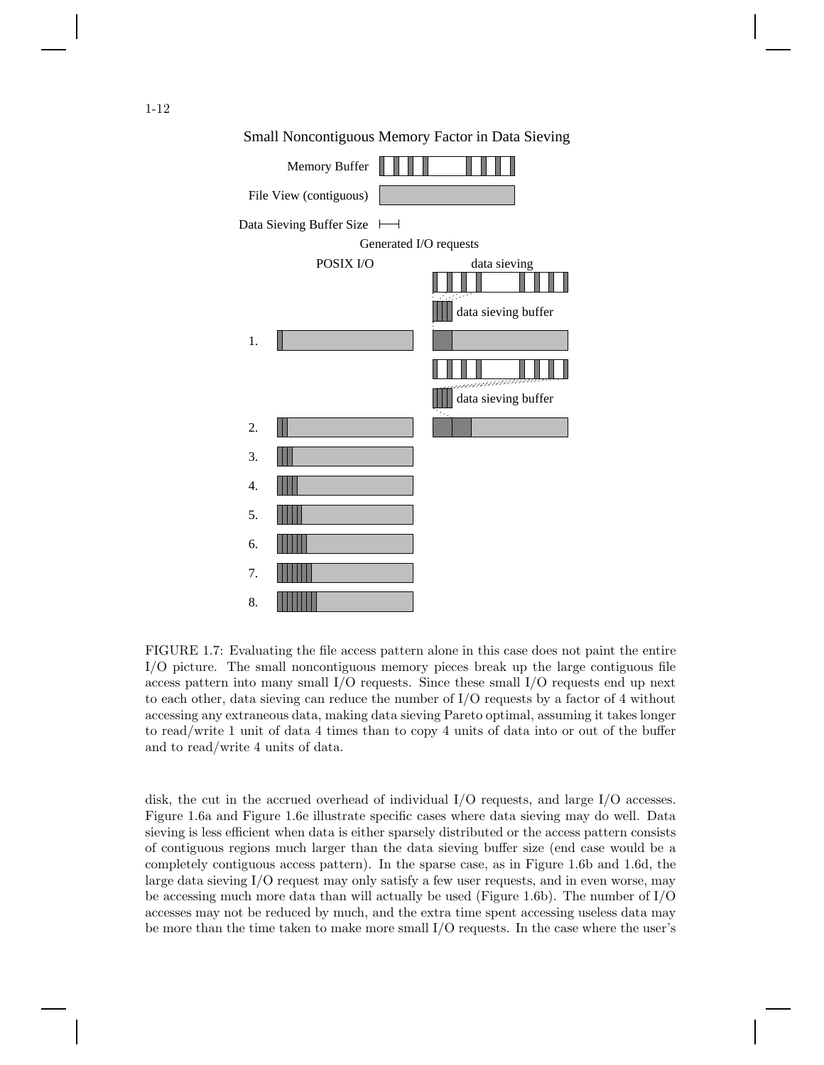Small Noncontiguous Memory Factor in Data Sieving

Memory Buffer

File View (contiguous)

Data Sieving Buffer Size

Generated I/O requests

POSIX I/O

data sieving

data sieving buffer

1.

data sieving buffer

2.

3.

4.

5.

6.

7.

8.

FIGURE 1.7: Evaluating the file access pattern alone in this case does not paint the entire I/O picture. The small noncontiguous memory pieces break up the large contiguous file access pattern into many small I/O requests. Since these small I/O requests end up next to each other, data sieving can reduce the number of I/O requests by a factor of 4 without accessing any extraneous data, making data sieving Pareto optimal, assuming it takes longer to read/write 1 unit of data 4 times than to copy 4 units of data into or out of the buffer and to read/write 4 units of data.

disk, the cut in the accrued overhead of individual I/O requests, and large I/O accesses. Figure 1.6a and Figure 1.6e illustrate specific cases where data sieving may do well. Data sieving is less efficient when data is either sparsely distributed or the access pattern consists of contiguous regions much larger than the data sieving buffer size (end case would be a completely contiguous access pattern). In the sparse case, as in Figure 1.6b and 1.6d, the large data sieving I/O request may only satisfy a few user requests, and in even worse, may be accessing much more data than will actually be used (Figure 1.6b). The number of I/O accesses may not be reduced by much, and the extra time spent accessing useless data may be more than the time taken to make more small I/O requests. In the case where the user's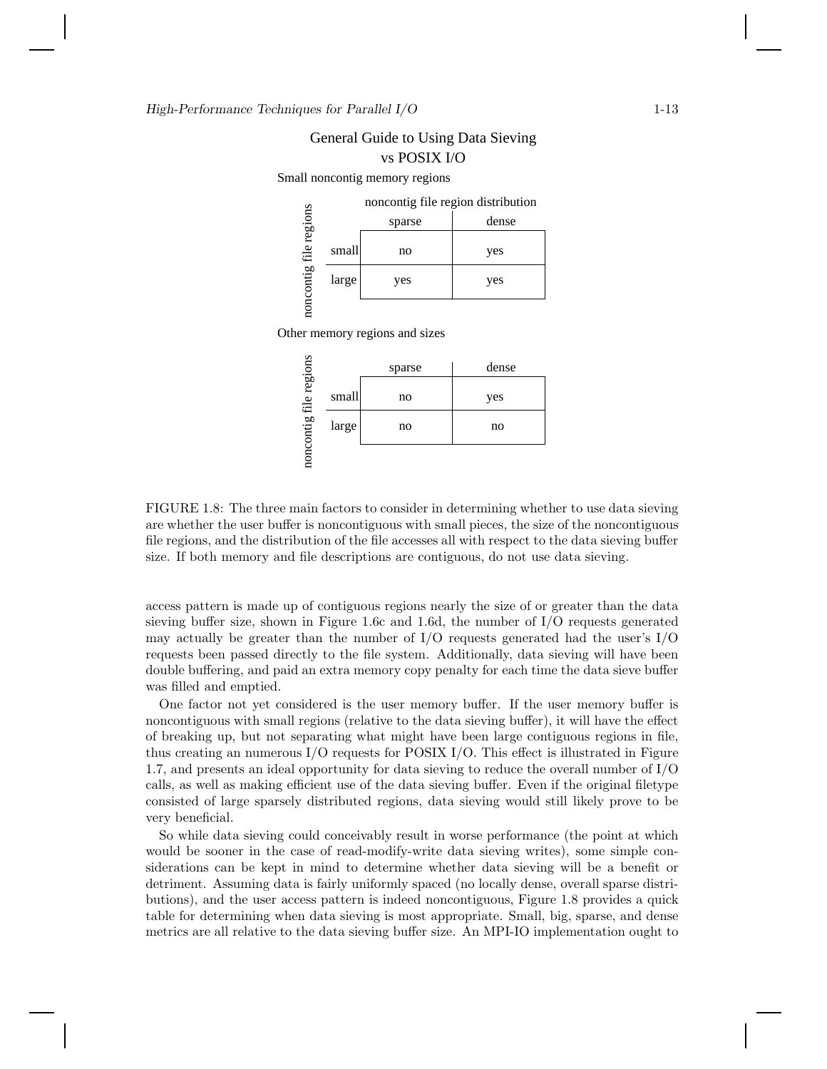General Guide to Using Data Sieving vs POSIX I/O

Small noncontig memory regions

| noncontig file regions | noncontig file region distribution: sparse | dense |
|---|---|---|
| small | no | yes |
| large | yes | yes |

Other memory regions and sizes

| noncontig file regions | sparse | dense |
|---|---|---|
| small | no | yes |
| large | no | no |

FIGURE 1.8: The three main factors to consider in determining whether to use data sieving are whether the user buffer is noncontiguous with small pieces, the size of the noncontiguous file regions, and the distribution of the file accesses all with respect to the data sieving buffer size. If both memory and file descriptions are contiguous, do not use data sieving.

access pattern is made up of contiguous regions nearly the size of or greater than the data sieving buffer size, shown in Figure 1.6c and 1.6d, the number of I/O requests generated may actually be greater than the number of I/O requests generated had the user's I/O requests been passed directly to the file system. Additionally, data sieving will have been double buffering, and paid an extra memory copy penalty for each time the data sieve buffer was filled and emptied.

One factor not yet considered is the user memory buffer. If the user memory buffer is noncontiguous with small regions (relative to the data sieving buffer), it will have the effect of breaking up, but not separating what might have been large contiguous regions in file, thus creating an numerous I/O requests for POSIX I/O. This effect is illustrated in Figure 1.7, and presents an ideal opportunity for data sieving to reduce the overall number of I/O calls, as well as making efficient use of the data sieving buffer. Even if the original filetype consisted of large sparsely distributed regions, data sieving would still likely prove to be very beneficial.

So while data sieving could conceivably result in worse performance (the point at which would be sooner in the case of read-modify-write data sieving writes), some simple considerations can be kept in mind to determine whether data sieving will be a benefit or detriment. Assuming data is fairly uniformly spaced (no locally dense, overall sparse distributions), and the user access pattern is indeed noncontiguous, Figure 1.8 provides a quick table for determining when data sieving is most appropriate. Small, big, sparse, and dense metrics are all relative to the data sieving buffer size. An MPI-IO implementation ought to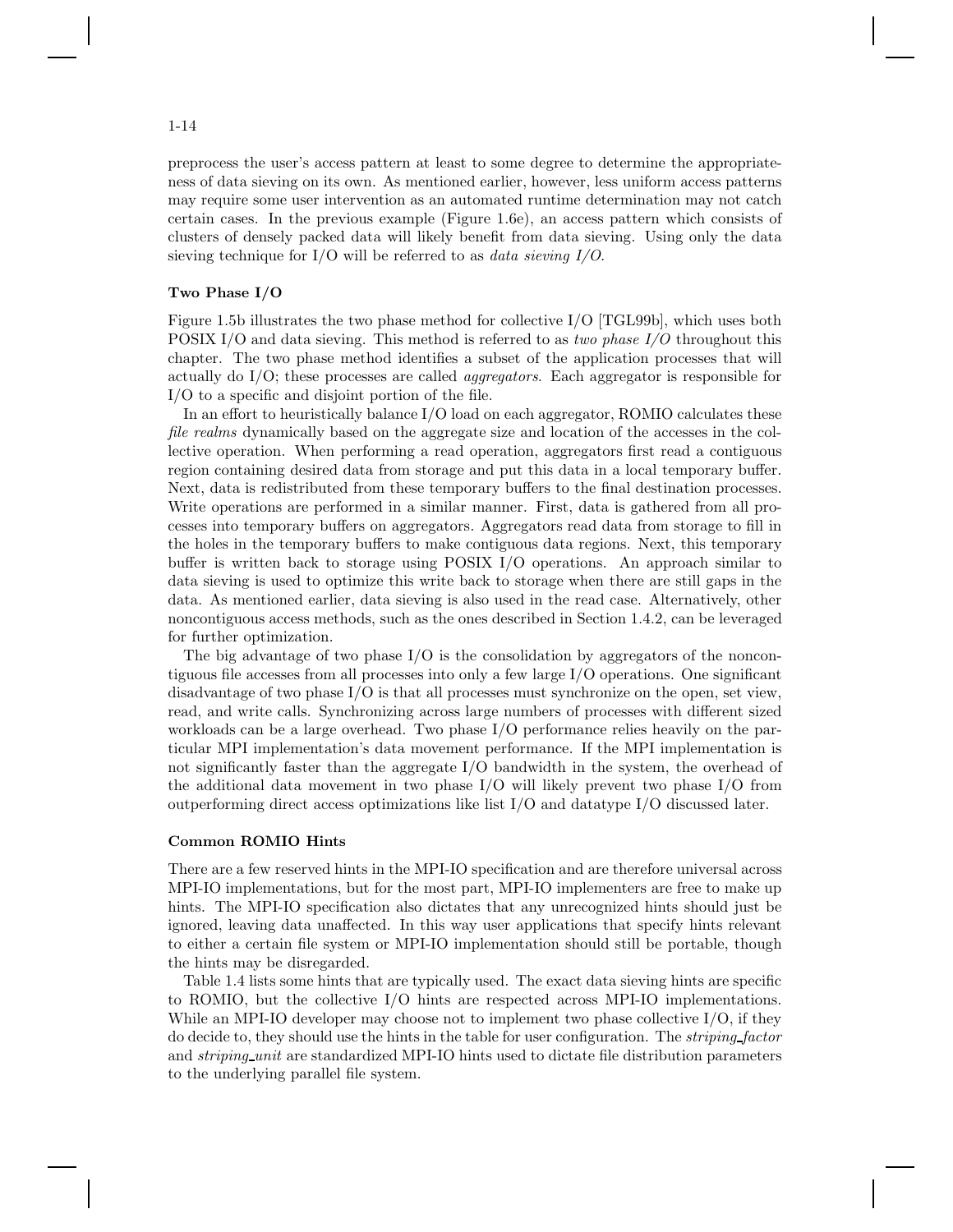preprocess the user's access pattern at least to some degree to determine the appropriateness of data sieving on its own. As mentioned earlier, however, less uniform access patterns may require some user intervention as an automated runtime determination may not catch certain cases. In the previous example (Figure 1.6e), an access pattern which consists of clusters of densely packed data will likely benefit from data sieving. Using only the data sieving technique for I/O will be referred to as *data sieving I/O*.

### Two Phase I/O

Figure 1.5b illustrates the two phase method for collective I/O [TGL99b], which uses both POSIX I/O and data sieving. This method is referred to as *two phase I/O* throughout this chapter. The two phase method identifies a subset of the application processes that will actually do I/O; these processes are called *aggregators*. Each aggregator is responsible for I/O to a specific and disjoint portion of the file.

In an effort to heuristically balance I/O load on each aggregator, ROMIO calculates these *file realms* dynamically based on the aggregate size and location of the accesses in the collective operation. When performing a read operation, aggregators first read a contiguous region containing desired data from storage and put this data in a local temporary buffer. Next, data is redistributed from these temporary buffers to the final destination processes. Write operations are performed in a similar manner. First, data is gathered from all processes into temporary buffers on aggregators. Aggregators read data from storage to fill in the holes in the temporary buffers to make contiguous data regions. Next, this temporary buffer is written back to storage using POSIX I/O operations. An approach similar to data sieving is used to optimize this write back to storage when there are still gaps in the data. As mentioned earlier, data sieving is also used in the read case. Alternatively, other noncontiguous access methods, such as the ones described in Section 1.4.2, can be leveraged for further optimization.

The big advantage of two phase I/O is the consolidation by aggregators of the noncontiguous file accesses from all processes into only a few large I/O operations. One significant disadvantage of two phase I/O is that all processes must synchronize on the open, set view, read, and write calls. Synchronizing across large numbers of processes with different sized workloads can be a large overhead. Two phase I/O performance relies heavily on the particular MPI implementation's data movement performance. If the MPI implementation is not significantly faster than the aggregate I/O bandwidth in the system, the overhead of the additional data movement in two phase I/O will likely prevent two phase I/O from outperforming direct access optimizations like list I/O and datatype I/O discussed later.

### Common ROMIO Hints

There are a few reserved hints in the MPI-IO specification and are therefore universal across MPI-IO implementations, but for the most part, MPI-IO implementers are free to make up hints. The MPI-IO specification also dictates that any unrecognized hints should just be ignored, leaving data unaffected. In this way user applications that specify hints relevant to either a certain file system or MPI-IO implementation should still be portable, though the hints may be disregarded.

Table 1.4 lists some hints that are typically used. The exact data sieving hints are specific to ROMIO, but the collective I/O hints are respected across MPI-IO implementations. While an MPI-IO developer may choose not to implement two phase collective I/O, if they do decide to, they should use the hints in the table for user configuration. The *striping_factor* and *striping_unit* are standardized MPI-IO hints used to dictate file distribution parameters to the underlying parallel file system.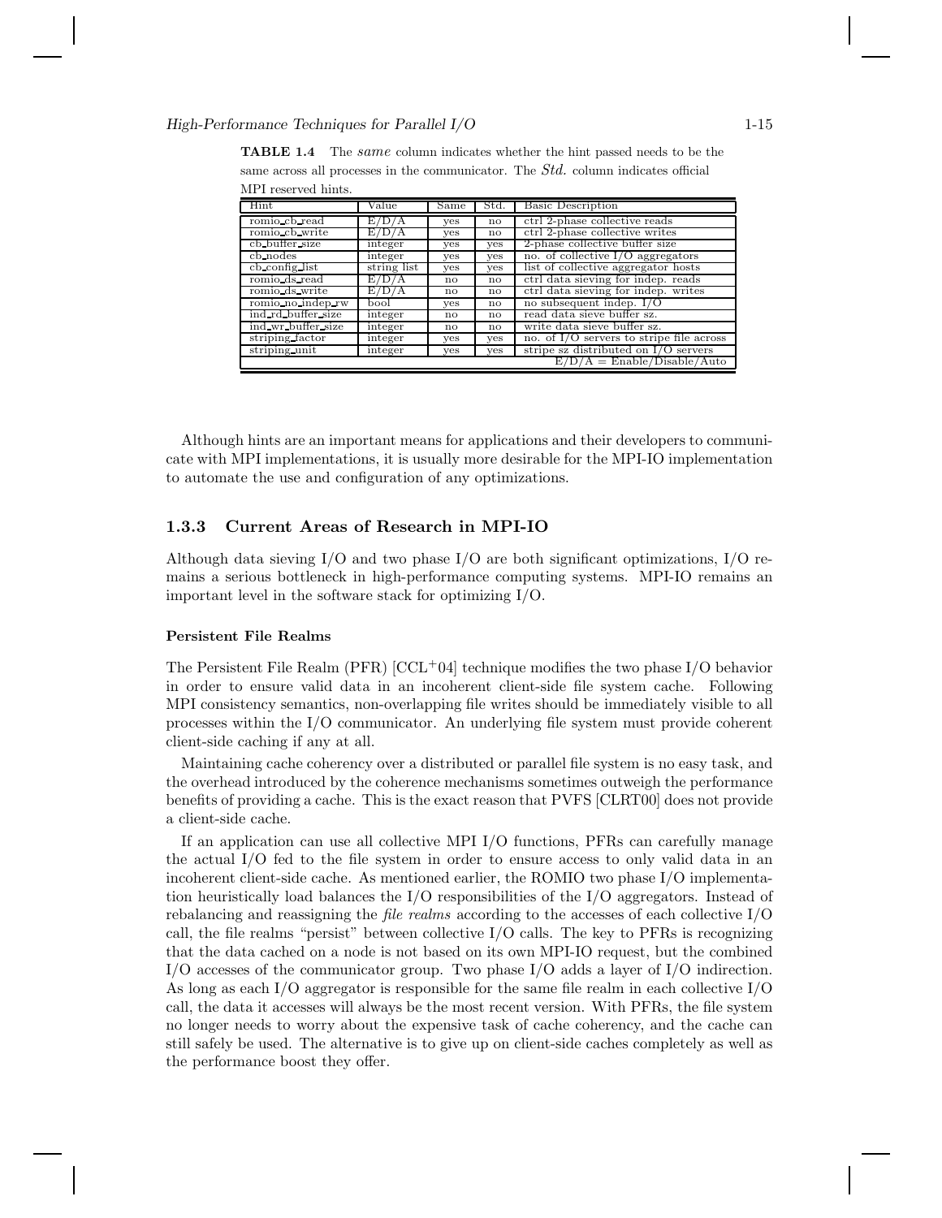**TABLE 1.4** The *same* column indicates whether the hint passed needs to be the same across all processes in the communicator. The *Std.* column indicates official MPI reserved hints.

| Hint | Value | Same | Std. | Basic Description |
|---|---|---|---|---|
| romio_cb_read | E/D/A | yes | no | ctrl 2-phase collective reads |
| romio_cb_write | E/D/A | yes | no | ctrl 2-phase collective writes |
| cb_buffer_size | integer | yes | yes | 2-phase collective buffer size |
| cb_nodes | integer | yes | yes | no. of collective I/O aggregators |
| cb_config_list | string list | yes | yes | list of collective aggregator hosts |
| romio_ds_read | E/D/A | no | no | ctrl data sieving for indep. reads |
| romio_ds_write | E/D/A | no | no | ctrl data sieving for indep. writes |
| romio_no_indep_rw | bool | yes | no | no subsequent indep. I/O |
| ind_rd_buffer_size | integer | no | no | read data sieve buffer sz. |
| ind_wr_buffer_size | integer | no | no | write data sieve buffer sz. |
| striping_factor | integer | yes | yes | no. of I/O servers to stripe file across |
| striping_unit | integer | yes | yes | stripe sz distributed on I/O servers |
| | | | | E/D/A = Enable/Disable/Auto |

Although hints are an important means for applications and their developers to communicate with MPI implementations, it is usually more desirable for the MPI-IO implementation to automate the use and configuration of any optimizations.

### 1.3.3 Current Areas of Research in MPI-IO

Although data sieving I/O and two phase I/O are both significant optimizations, I/O remains a serious bottleneck in high-performance computing systems. MPI-IO remains an important level in the software stack for optimizing I/O.

#### Persistent File Realms

The Persistent File Realm (PFR) [CCL+04] technique modifies the two phase I/O behavior in order to ensure valid data in an incoherent client-side file system cache. Following MPI consistency semantics, non-overlapping file writes should be immediately visible to all processes within the I/O communicator. An underlying file system must provide coherent client-side caching if any at all.

Maintaining cache coherency over a distributed or parallel file system is no easy task, and the overhead introduced by the coherence mechanisms sometimes outweigh the performance benefits of providing a cache. This is the exact reason that PVFS [CLRT00] does not provide a client-side cache.

If an application can use all collective MPI I/O functions, PFRs can carefully manage the actual I/O fed to the file system in order to ensure access to only valid data in an incoherent client-side cache. As mentioned earlier, the ROMIO two phase I/O implementation heuristically load balances the I/O responsibilities of the I/O aggregators. Instead of rebalancing and reassigning the *file realms* according to the accesses of each collective I/O call, the file realms "persist" between collective I/O calls. The key to PFRs is recognizing that the data cached on a node is not based on its own MPI-IO request, but the combined I/O accesses of the communicator group. Two phase I/O adds a layer of I/O indirection. As long as each I/O aggregator is responsible for the same file realm in each collective I/O call, the data it accesses will always be the most recent version. With PFRs, the file system no longer needs to worry about the expensive task of cache coherency, and the cache can still safely be used. The alternative is to give up on client-side caches completely as well as the performance boost they offer.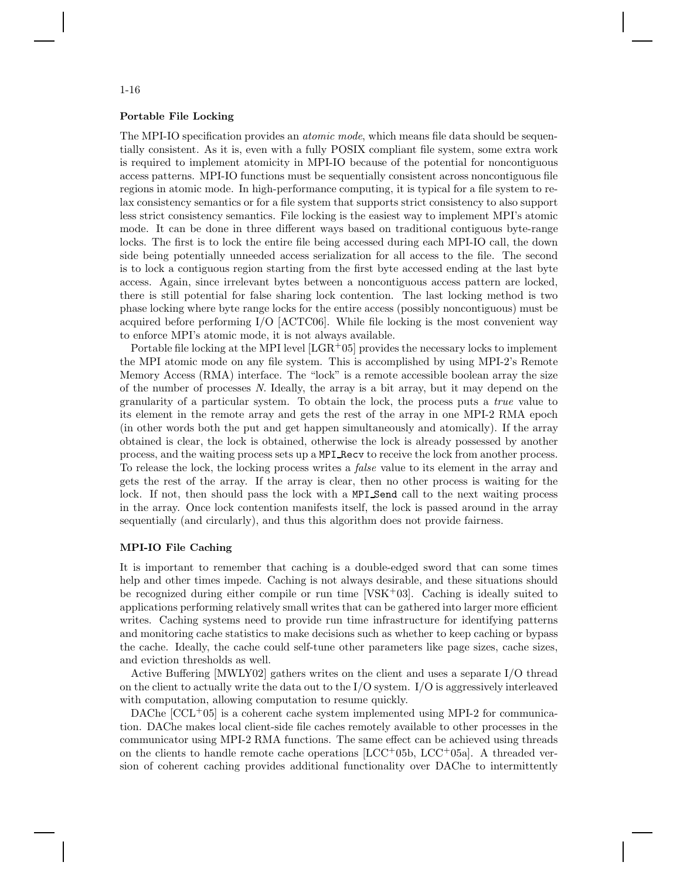### Portable File Locking

The MPI-IO specification provides an *atomic mode*, which means file data should be sequentially consistent. As it is, even with a fully POSIX compliant file system, some extra work is required to implement atomicity in MPI-IO because of the potential for noncontiguous access patterns. MPI-IO functions must be sequentially consistent across noncontiguous file regions in atomic mode. In high-performance computing, it is typical for a file system to relax consistency semantics or for a file system that supports strict consistency to also support less strict consistency semantics. File locking is the easiest way to implement MPI's atomic mode. It can be done in three different ways based on traditional contiguous byte-range locks. The first is to lock the entire file being accessed during each MPI-IO call, the down side being potentially unneeded access serialization for all access to the file. The second is to lock a contiguous region starting from the first byte accessed ending at the last byte access. Again, since irrelevant bytes between a noncontiguous access pattern are locked, there is still potential for false sharing lock contention. The last locking method is two phase locking where byte range locks for the entire access (possibly noncontiguous) must be acquired before performing I/O [ACTC06]. While file locking is the most convenient way to enforce MPI's atomic mode, it is not always available.

Portable file locking at the MPI level [LGR+05] provides the necessary locks to implement the MPI atomic mode on any file system. This is accomplished by using MPI-2's Remote Memory Access (RMA) interface. The "lock" is a remote accessible boolean array the size of the number of processes *N*. Ideally, the array is a bit array, but it may depend on the granularity of a particular system. To obtain the lock, the process puts a *true* value to its element in the remote array and gets the rest of the array in one MPI-2 RMA epoch (in other words both the put and get happen simultaneously and atomically). If the array obtained is clear, the lock is obtained, otherwise the lock is already possessed by another process, and the waiting process sets up a `MPI_Recv` to receive the lock from another process. To release the lock, the locking process writes a *false* value to its element in the array and gets the rest of the array. If the array is clear, then no other process is waiting for the lock. If not, then should pass the lock with a `MPI_Send` call to the next waiting process in the array. Once lock contention manifests itself, the lock is passed around in the array sequentially (and circularly), and thus this algorithm does not provide fairness.

### MPI-IO File Caching

It is important to remember that caching is a double-edged sword that can some times help and other times impede. Caching is not always desirable, and these situations should be recognized during either compile or run time [VSK+03]. Caching is ideally suited to applications performing relatively small writes that can be gathered into larger more efficient writes. Caching systems need to provide run time infrastructure for identifying patterns and monitoring cache statistics to make decisions such as whether to keep caching or bypass the cache. Ideally, the cache could self-tune other parameters like page sizes, cache sizes, and eviction thresholds as well.

Active Buffering [MWLY02] gathers writes on the client and uses a separate I/O thread on the client to actually write the data out to the I/O system. I/O is aggressively interleaved with computation, allowing computation to resume quickly.

DAChe [CCL+05] is a coherent cache system implemented using MPI-2 for communication. DAChe makes local client-side file caches remotely available to other processes in the communicator using MPI-2 RMA functions. The same effect can be achieved using threads on the clients to handle remote cache operations [LCC+05b, LCC+05a]. A threaded version of coherent caching provides additional functionality over DAChe to intermittently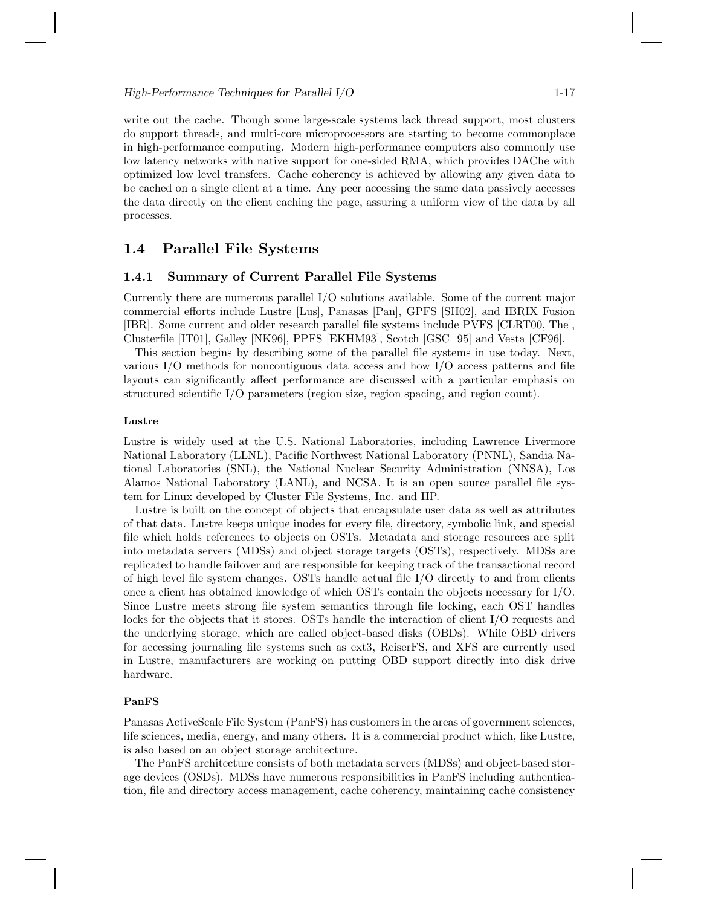write out the cache. Though some large-scale systems lack thread support, most clusters do support threads, and multi-core microprocessors are starting to become commonplace in high-performance computing. Modern high-performance computers also commonly use low latency networks with native support for one-sided RMA, which provides DAChe with optimized low level transfers. Cache coherency is achieved by allowing any given data to be cached on a single client at a time. Any peer accessing the same data passively accesses the data directly on the client caching the page, assuring a uniform view of the data by all processes.

## 1.4 Parallel File Systems

### 1.4.1 Summary of Current Parallel File Systems

Currently there are numerous parallel I/O solutions available. Some of the current major commercial efforts include Lustre [Lus], Panasas [Pan], GPFS [SH02], and IBRIX Fusion [IBR]. Some current and older research parallel file systems include PVFS [CLRT00, The], Clusterfile [IT01], Galley [NK96], PPFS [EKHM93], Scotch [GSC+95] and Vesta [CF96].

This section begins by describing some of the parallel file systems in use today. Next, various I/O methods for noncontiguous data access and how I/O access patterns and file layouts can significantly affect performance are discussed with a particular emphasis on structured scientific I/O parameters (region size, region spacing, and region count).

#### Lustre

Lustre is widely used at the U.S. National Laboratories, including Lawrence Livermore National Laboratory (LLNL), Pacific Northwest National Laboratory (PNNL), Sandia National Laboratories (SNL), the National Nuclear Security Administration (NNSA), Los Alamos National Laboratory (LANL), and NCSA. It is an open source parallel file system for Linux developed by Cluster File Systems, Inc. and HP.

Lustre is built on the concept of objects that encapsulate user data as well as attributes of that data. Lustre keeps unique inodes for every file, directory, symbolic link, and special file which holds references to objects on OSTs. Metadata and storage resources are split into metadata servers (MDSs) and object storage targets (OSTs), respectively. MDSs are replicated to handle failover and are responsible for keeping track of the transactional record of high level file system changes. OSTs handle actual file I/O directly to and from clients once a client has obtained knowledge of which OSTs contain the objects necessary for I/O. Since Lustre meets strong file system semantics through file locking, each OST handles locks for the objects that it stores. OSTs handle the interaction of client I/O requests and the underlying storage, which are called object-based disks (OBDs). While OBD drivers for accessing journaling file systems such as ext3, ReiserFS, and XFS are currently used in Lustre, manufacturers are working on putting OBD support directly into disk drive hardware.

#### PanFS

Panasas ActiveScale File System (PanFS) has customers in the areas of government sciences, life sciences, media, energy, and many others. It is a commercial product which, like Lustre, is also based on an object storage architecture.

The PanFS architecture consists of both metadata servers (MDSs) and object-based storage devices (OSDs). MDSs have numerous responsibilities in PanFS including authentication, file and directory access management, cache coherency, maintaining cache consistency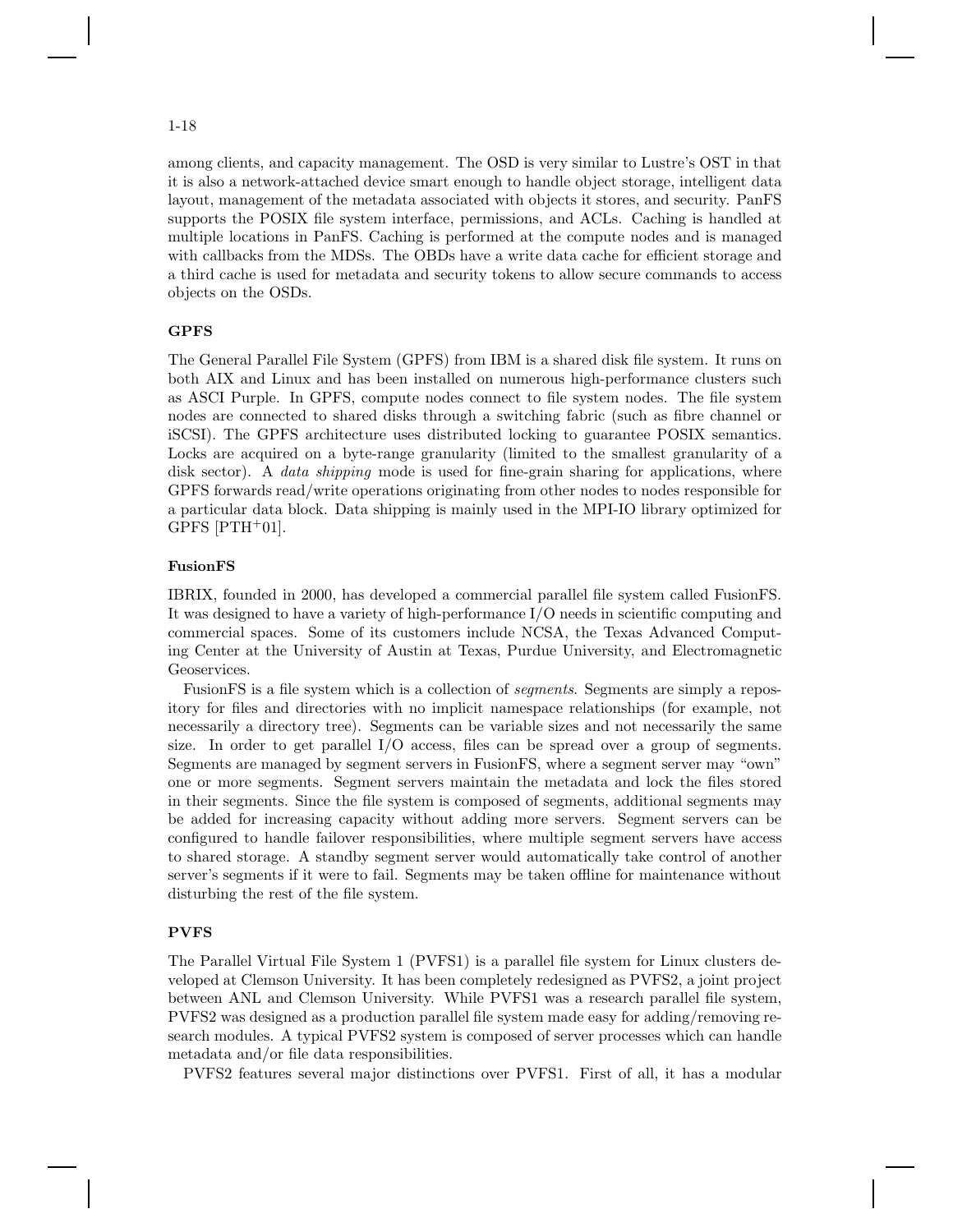among clients, and capacity management. The OSD is very similar to Lustre's OST in that it is also a network-attached device smart enough to handle object storage, intelligent data layout, management of the metadata associated with objects it stores, and security. PanFS supports the POSIX file system interface, permissions, and ACLs. Caching is handled at multiple locations in PanFS. Caching is performed at the compute nodes and is managed with callbacks from the MDSs. The OBDs have a write data cache for efficient storage and a third cache is used for metadata and security tokens to allow secure commands to access objects on the OSDs.

#### GPFS

The General Parallel File System (GPFS) from IBM is a shared disk file system. It runs on both AIX and Linux and has been installed on numerous high-performance clusters such as ASCI Purple. In GPFS, compute nodes connect to file system nodes. The file system nodes are connected to shared disks through a switching fabric (such as fibre channel or iSCSI). The GPFS architecture uses distributed locking to guarantee POSIX semantics. Locks are acquired on a byte-range granularity (limited to the smallest granularity of a disk sector). A *data shipping* mode is used for fine-grain sharing for applications, where GPFS forwards read/write operations originating from other nodes to nodes responsible for a particular data block. Data shipping is mainly used in the MPI-IO library optimized for GPFS [PTH+01].

#### FusionFS

IBRIX, founded in 2000, has developed a commercial parallel file system called FusionFS. It was designed to have a variety of high-performance I/O needs in scientific computing and commercial spaces. Some of its customers include NCSA, the Texas Advanced Computing Center at the University of Austin at Texas, Purdue University, and Electromagnetic Geoservices.

FusionFS is a file system which is a collection of *segments*. Segments are simply a repository for files and directories with no implicit namespace relationships (for example, not necessarily a directory tree). Segments can be variable sizes and not necessarily the same size. In order to get parallel I/O access, files can be spread over a group of segments. Segments are managed by segment servers in FusionFS, where a segment server may "own" one or more segments. Segment servers maintain the metadata and lock the files stored in their segments. Since the file system is composed of segments, additional segments may be added for increasing capacity without adding more servers. Segment servers can be configured to handle failover responsibilities, where multiple segment servers have access to shared storage. A standby segment server would automatically take control of another server's segments if it were to fail. Segments may be taken offline for maintenance without disturbing the rest of the file system.

#### PVFS

The Parallel Virtual File System 1 (PVFS1) is a parallel file system for Linux clusters developed at Clemson University. It has been completely redesigned as PVFS2, a joint project between ANL and Clemson University. While PVFS1 was a research parallel file system, PVFS2 was designed as a production parallel file system made easy for adding/removing research modules. A typical PVFS2 system is composed of server processes which can handle metadata and/or file data responsibilities.

PVFS2 features several major distinctions over PVFS1. First of all, it has a modular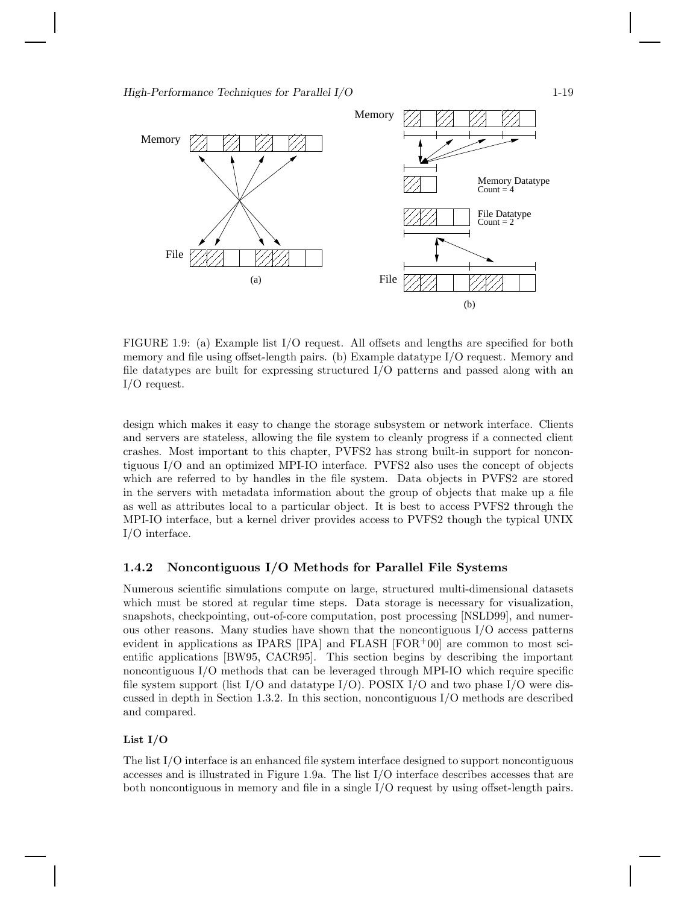FIGURE 1.9: (a) Example list I/O request. All offsets and lengths are specified for both memory and file using offset-length pairs. (b) Example datatype I/O request. Memory and file datatypes are built for expressing structured I/O patterns and passed along with an I/O request.

design which makes it easy to change the storage subsystem or network interface. Clients and servers are stateless, allowing the file system to cleanly progress if a connected client crashes. Most important to this chapter, PVFS2 has strong built-in support for noncontiguous I/O and an optimized MPI-IO interface. PVFS2 also uses the concept of objects which are referred to by handles in the file system. Data objects in PVFS2 are stored in the servers with metadata information about the group of objects that make up a file as well as attributes local to a particular object. It is best to access PVFS2 through the MPI-IO interface, but a kernel driver provides access to PVFS2 though the typical UNIX I/O interface.

### 1.4.2 Noncontiguous I/O Methods for Parallel File Systems

Numerous scientific simulations compute on large, structured multi-dimensional datasets which must be stored at regular time steps. Data storage is necessary for visualization, snapshots, checkpointing, out-of-core computation, post processing [NSLD99], and numerous other reasons. Many studies have shown that the noncontiguous I/O access patterns evident in applications as IPARS [IPA] and FLASH [FOR$^+$00] are common to most scientific applications [BW95, CACR95]. This section begins by describing the important noncontiguous I/O methods that can be leveraged through MPI-IO which require specific file system support (list I/O and datatype I/O). POSIX I/O and two phase I/O were discussed in depth in Section 1.3.2. In this section, noncontiguous I/O methods are described and compared.

#### List I/O

The list I/O interface is an enhanced file system interface designed to support noncontiguous accesses and is illustrated in Figure 1.9a. The list I/O interface describes accesses that are both noncontiguous in memory and file in a single I/O request by using offset-length pairs.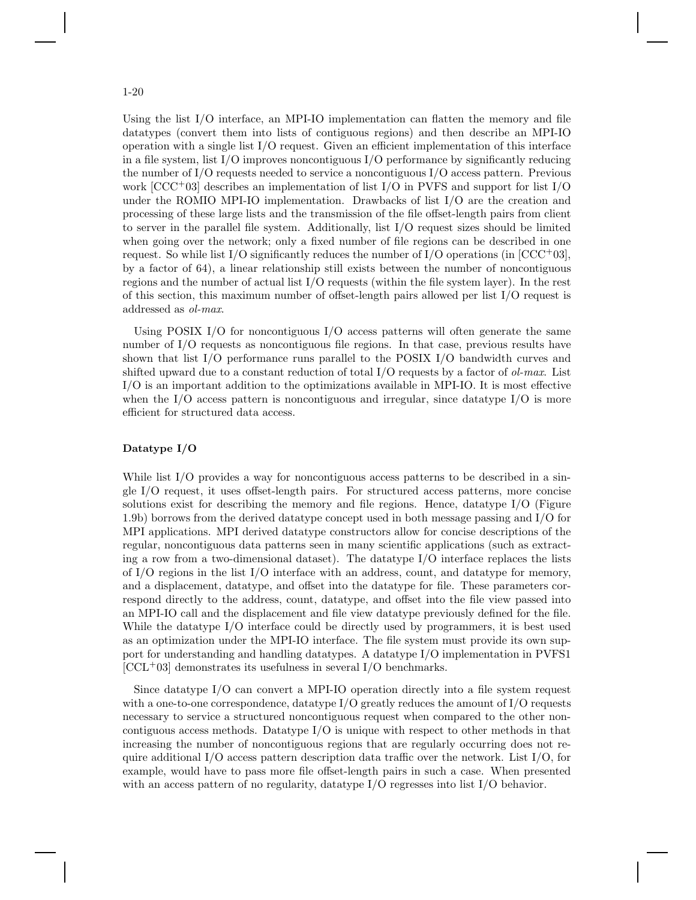Using the list I/O interface, an MPI-IO implementation can flatten the memory and file datatypes (convert them into lists of contiguous regions) and then describe an MPI-IO operation with a single list I/O request. Given an efficient implementation of this interface in a file system, list I/O improves noncontiguous I/O performance by significantly reducing the number of I/O requests needed to service a noncontiguous I/O access pattern. Previous work [CCC+03] describes an implementation of list I/O in PVFS and support for list I/O under the ROMIO MPI-IO implementation. Drawbacks of list I/O are the creation and processing of these large lists and the transmission of the file offset-length pairs from client to server in the parallel file system. Additionally, list I/O request sizes should be limited when going over the network; only a fixed number of file regions can be described in one request. So while list I/O significantly reduces the number of I/O operations (in [CCC+03], by a factor of 64), a linear relationship still exists between the number of noncontiguous regions and the number of actual list I/O requests (within the file system layer). In the rest of this section, this maximum number of offset-length pairs allowed per list I/O request is addressed as *ol-max*.

Using POSIX I/O for noncontiguous I/O access patterns will often generate the same number of I/O requests as noncontiguous file regions. In that case, previous results have shown that list I/O performance runs parallel to the POSIX I/O bandwidth curves and shifted upward due to a constant reduction of total I/O requests by a factor of *ol-max*. List I/O is an important addition to the optimizations available in MPI-IO. It is most effective when the I/O access pattern is noncontiguous and irregular, since datatype I/O is more efficient for structured data access.

#### Datatype I/O

While list I/O provides a way for noncontiguous access patterns to be described in a single I/O request, it uses offset-length pairs. For structured access patterns, more concise solutions exist for describing the memory and file regions. Hence, datatype I/O (Figure 1.9b) borrows from the derived datatype concept used in both message passing and I/O for MPI applications. MPI derived datatype constructors allow for concise descriptions of the regular, noncontiguous data patterns seen in many scientific applications (such as extracting a row from a two-dimensional dataset). The datatype I/O interface replaces the lists of I/O regions in the list I/O interface with an address, count, and datatype for memory, and a displacement, datatype, and offset into the datatype for file. These parameters correspond directly to the address, count, datatype, and offset into the file view passed into an MPI-IO call and the displacement and file view datatype previously defined for the file. While the datatype I/O interface could be directly used by programmers, it is best used as an optimization under the MPI-IO interface. The file system must provide its own support for understanding and handling datatypes. A datatype I/O implementation in PVFS1 [CCL+03] demonstrates its usefulness in several I/O benchmarks.

Since datatype I/O can convert a MPI-IO operation directly into a file system request with a one-to-one correspondence, datatype I/O greatly reduces the amount of I/O requests necessary to service a structured noncontiguous request when compared to the other noncontiguous access methods. Datatype I/O is unique with respect to other methods in that increasing the number of noncontiguous regions that are regularly occurring does not require additional I/O access pattern description data traffic over the network. List I/O, for example, would have to pass more file offset-length pairs in such a case. When presented with an access pattern of no regularity, datatype I/O regresses into list I/O behavior.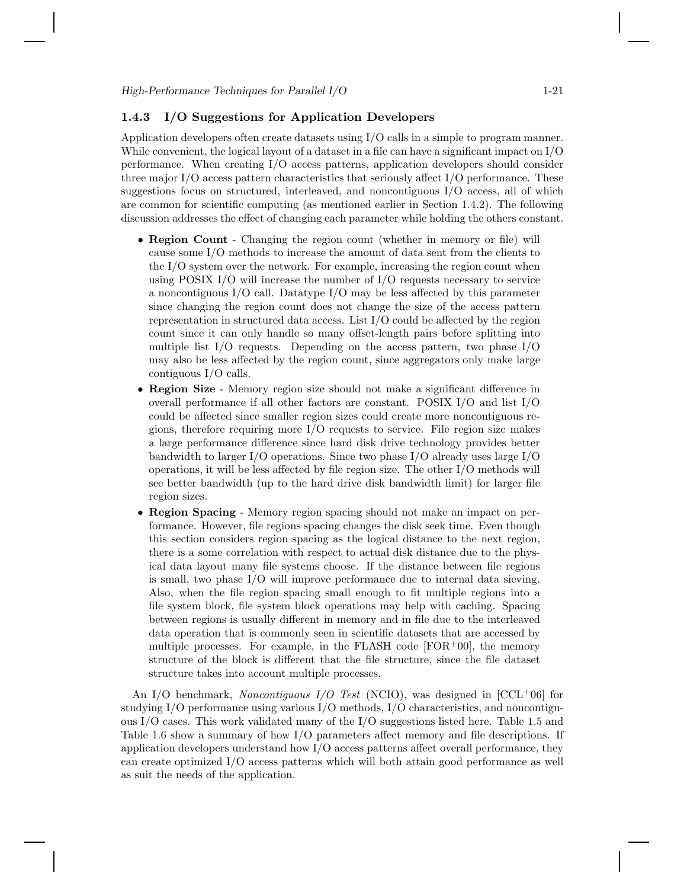### 1.4.3 I/O Suggestions for Application Developers

Application developers often create datasets using I/O calls in a simple to program manner. While convenient, the logical layout of a dataset in a file can have a significant impact on I/O performance. When creating I/O access patterns, application developers should consider three major I/O access pattern characteristics that seriously affect I/O performance. These suggestions focus on structured, interleaved, and noncontiguous I/O access, all of which are common for scientific computing (as mentioned earlier in Section 1.4.2). The following discussion addresses the effect of changing each parameter while holding the others constant.

- **Region Count** - Changing the region count (whether in memory or file) will cause some I/O methods to increase the amount of data sent from the clients to the I/O system over the network. For example, increasing the region count when using POSIX I/O will increase the number of I/O requests necessary to service a noncontiguous I/O call. Datatype I/O may be less affected by this parameter since changing the region count does not change the size of the access pattern representation in structured data access. List I/O could be affected by the region count since it can only handle so many offset-length pairs before splitting into multiple list I/O requests. Depending on the access pattern, two phase I/O may also be less affected by the region count, since aggregators only make large contiguous I/O calls.
- **Region Size** - Memory region size should not make a significant difference in overall performance if all other factors are constant. POSIX I/O and list I/O could be affected since smaller region sizes could create more noncontiguous regions, therefore requiring more I/O requests to service. File region size makes a large performance difference since hard disk drive technology provides better bandwidth to larger I/O operations. Since two phase I/O already uses large I/O operations, it will be less affected by file region size. The other I/O methods will see better bandwidth (up to the hard drive disk bandwidth limit) for larger file region sizes.
- **Region Spacing** - Memory region spacing should not make an impact on performance. However, file regions spacing changes the disk seek time. Even though this section considers region spacing as the logical distance to the next region, there is a some correlation with respect to actual disk distance due to the physical data layout many file systems choose. If the distance between file regions is small, two phase I/O will improve performance due to internal data sieving. Also, when the file region spacing small enough to fit multiple regions into a file system block, file system block operations may help with caching. Spacing between regions is usually different in memory and in file due to the interleaved data operation that is commonly seen in scientific datasets that are accessed by multiple processes. For example, in the FLASH code [FOR+00], the memory structure of the block is different that the file structure, since the file dataset structure takes into account multiple processes.

An I/O benchmark, *Noncontiguous I/O Test* (NCIO), was designed in [CCL+06] for studying I/O performance using various I/O methods, I/O characteristics, and noncontiguous I/O cases. This work validated many of the I/O suggestions listed here. Table 1.5 and Table 1.6 show a summary of how I/O parameters affect memory and file descriptions. If application developers understand how I/O access patterns affect overall performance, they can create optimized I/O access patterns which will both attain good performance as well as suit the needs of the application.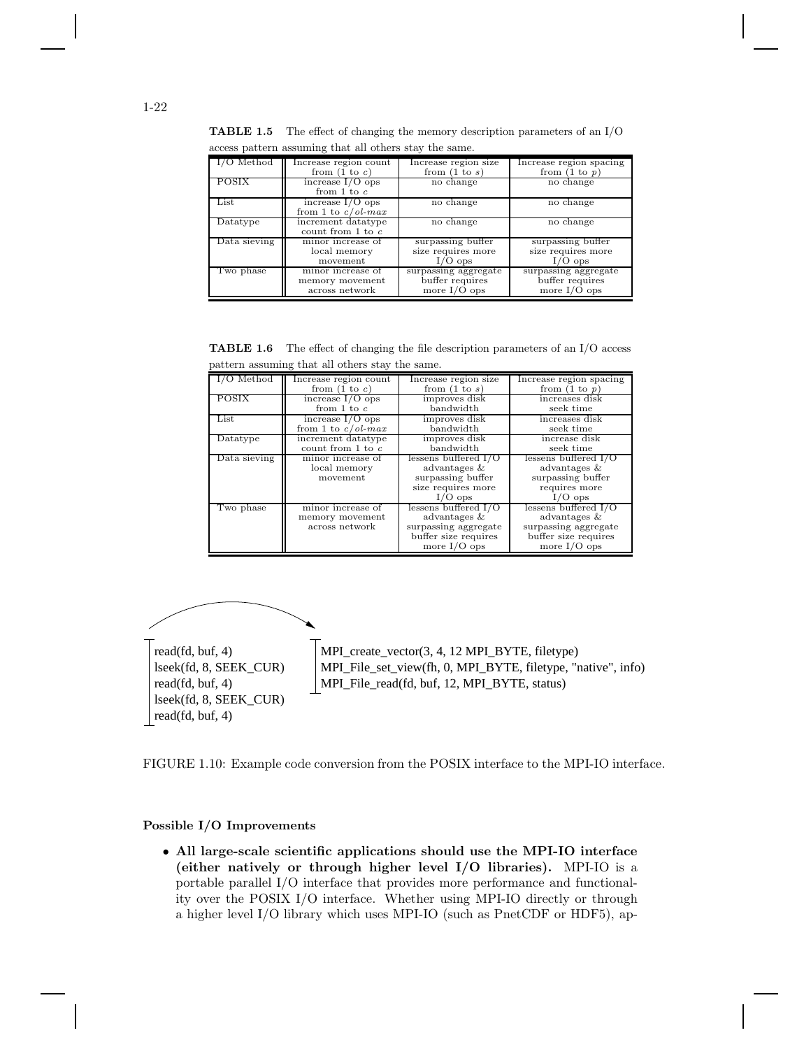**TABLE 1.5** The effect of changing the memory description parameters of an I/O access pattern assuming that all others stay the same.

| I/O Method | Increase region count from (1 to $c$) | Increase region size from (1 to $s$) | Increase region spacing from (1 to $p$) |
|---|---|---|---|
| POSIX | increase I/O ops from 1 to $c$ | no change | no change |
| List | increase I/O ops from 1 to $c/ol\text{-}max$ | no change | no change |
| Datatype | increment datatype count from 1 to $c$ | no change | no change |
| Data sieving | minor increase of local memory movement | surpassing buffer size requires more I/O ops | surpassing buffer size requires more I/O ops |
| Two phase | minor increase of memory movement across network | surpassing aggregate buffer requires more I/O ops | surpassing aggregate buffer requires more I/O ops |

**TABLE 1.6** The effect of changing the file description parameters of an I/O access pattern assuming that all others stay the same.

| I/O Method | Increase region count from (1 to $c$) | Increase region size from (1 to $s$) | Increase region spacing from (1 to $p$) |
|---|---|---|---|
| POSIX | increase I/O ops from 1 to $c$ | improves disk bandwidth | increases disk seek time |
| List | increase I/O ops from 1 to $c/ol\text{-}max$ | improves disk bandwidth | increases disk seek time |
| Datatype | increment datatype count from 1 to $c$ | improves disk bandwidth | increase disk seek time |
| Data sieving | minor increase of local memory movement | lessens buffered I/O advantages & surpassing buffer size requires more I/O ops | lessens buffered I/O advantages & surpassing buffer requires more I/O ops |
| Two phase | minor increase of memory movement across network | lessens buffered I/O advantages & surpassing aggregate buffer size requires more I/O ops | lessens buffered I/O advantages & surpassing aggregate buffer size requires more I/O ops |

```
read(fd, buf, 4)
lseek(fd, 8, SEEK_CUR)
read(fd, buf, 4)
lseek(fd, 8, SEEK_CUR)
read(fd, buf, 4)
```

```
MPI_create_vector(3, 4, 12 MPI_BYTE, filetype)
MPI_File_set_view(fh, 0, MPI_BYTE, filetype, "native", info)
MPI_File_read(fd, buf, 12, MPI_BYTE, status)
```

FIGURE 1.10: Example code conversion from the POSIX interface to the MPI-IO interface.

#### Possible I/O Improvements

- **All large-scale scientific applications should use the MPI-IO interface (either natively or through higher level I/O libraries).** MPI-IO is a portable parallel I/O interface that provides more performance and functionality over the POSIX I/O interface. Whether using MPI-IO directly or through a higher level I/O library which uses MPI-IO (such as PnetCDF or HDF5), ap-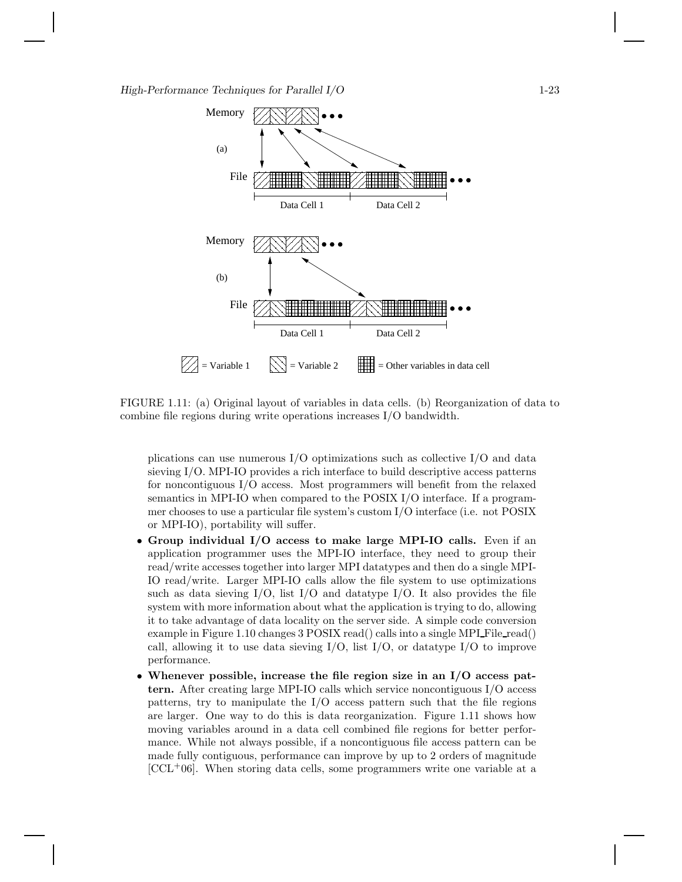FIGURE 1.11: (a) Original layout of variables in data cells. (b) Reorganization of data to combine file regions during write operations increases I/O bandwidth.

plications can use numerous I/O optimizations such as collective I/O and data sieving I/O. MPI-IO provides a rich interface to build descriptive access patterns for noncontiguous I/O access. Most programmers will benefit from the relaxed semantics in MPI-IO when compared to the POSIX I/O interface. If a programmer chooses to use a particular file system's custom I/O interface (i.e. not POSIX or MPI-IO), portability will suffer.

- **Group individual I/O access to make large MPI-IO calls.** Even if an application programmer uses the MPI-IO interface, they need to group their read/write accesses together into larger MPI datatypes and then do a single MPI-IO read/write. Larger MPI-IO calls allow the file system to use optimizations such as data sieving I/O, list I/O and datatype I/O. It also provides the file system with more information about what the application is trying to do, allowing it to take advantage of data locality on the server side. A simple code conversion example in Figure 1.10 changes 3 POSIX read() calls into a single MPI_File_read() call, allowing it to use data sieving I/O, list I/O, or datatype I/O to improve performance.
- **Whenever possible, increase the file region size in an I/O access pattern.** After creating large MPI-IO calls which service noncontiguous I/O access patterns, try to manipulate the I/O access pattern such that the file regions are larger. One way to do this is data reorganization. Figure 1.11 shows how moving variables around in a data cell combined file regions for better performance. While not always possible, if a noncontiguous file access pattern can be made fully contiguous, performance can improve by up to 2 orders of magnitude [CCL+06]. When storing data cells, some programmers write one variable at a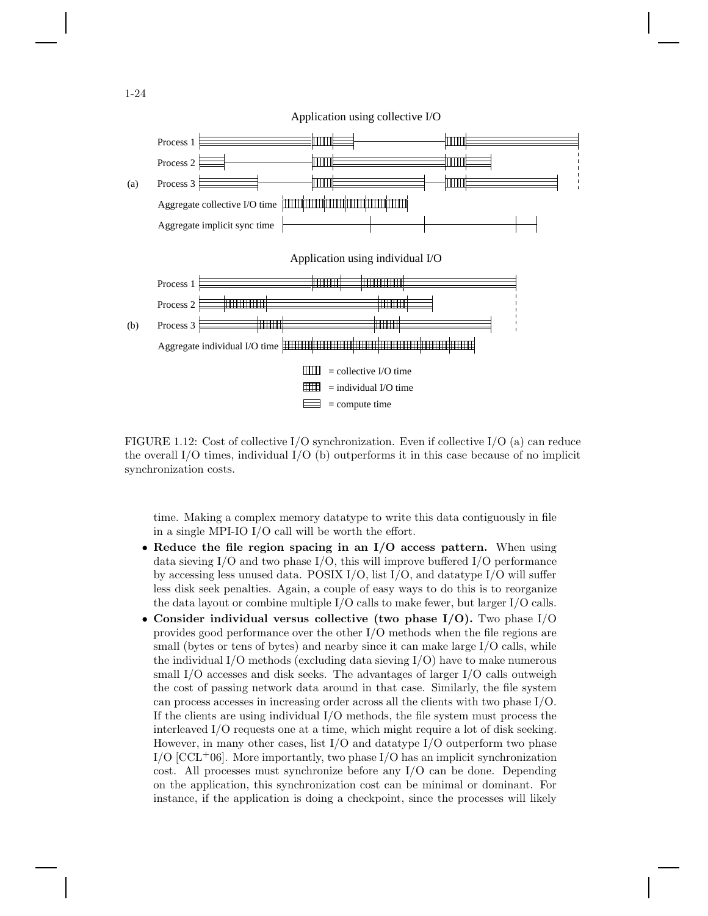Application using collective I/O

(a) Process 1, Process 2, Process 3, Aggregate collective I/O time, Aggregate implicit sync time

Application using individual I/O

(b) Process 1, Process 2, Process 3, Aggregate individual I/O time

= collective I/O time
= individual I/O time
= compute time

FIGURE 1.12: Cost of collective I/O synchronization. Even if collective I/O (a) can reduce the overall I/O times, individual I/O (b) outperforms it in this case because of no implicit synchronization costs.

time. Making a complex memory datatype to write this data contiguously in file in a single MPI-IO I/O call will be worth the effort.

- **Reduce the file region spacing in an I/O access pattern.** When using data sieving I/O and two phase I/O, this will improve buffered I/O performance by accessing less unused data. POSIX I/O, list I/O, and datatype I/O will suffer less disk seek penalties. Again, a couple of easy ways to do this is to reorganize the data layout or combine multiple I/O calls to make fewer, but larger I/O calls.
- **Consider individual versus collective (two phase I/O).** Two phase I/O provides good performance over the other I/O methods when the file regions are small (bytes or tens of bytes) and nearby since it can make large I/O calls, while the individual I/O methods (excluding data sieving I/O) have to make numerous small I/O accesses and disk seeks. The advantages of larger I/O calls outweigh the cost of passing network data around in that case. Similarly, the file system can process accesses in increasing order across all the clients with two phase I/O. If the clients are using individual I/O methods, the file system must process the interleaved I/O requests one at a time, which might require a lot of disk seeking. However, in many other cases, list I/O and datatype I/O outperform two phase I/O [CCL+06]. More importantly, two phase I/O has an implicit synchronization cost. All processes must synchronize before any I/O can be done. Depending on the application, this synchronization cost can be minimal or dominant. For instance, if the application is doing a checkpoint, since the processes will likely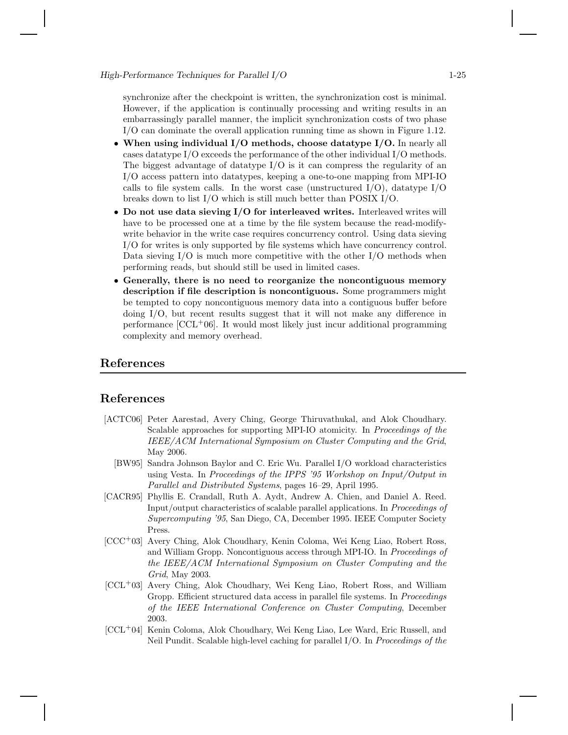synchronize after the checkpoint is written, the synchronization cost is minimal. However, if the application is continually processing and writing results in an embarrassingly parallel manner, the implicit synchronization costs of two phase I/O can dominate the overall application running time as shown in Figure 1.12.

- **When using individual I/O methods, choose datatype I/O.** In nearly all cases datatype I/O exceeds the performance of the other individual I/O methods. The biggest advantage of datatype I/O is it can compress the regularity of an I/O access pattern into datatypes, keeping a one-to-one mapping from MPI-IO calls to file system calls. In the worst case (unstructured I/O), datatype I/O breaks down to list I/O which is still much better than POSIX I/O.
- **Do not use data sieving I/O for interleaved writes.** Interleaved writes will have to be processed one at a time by the file system because the read-modify-write behavior in the write case requires concurrency control. Using data sieving I/O for writes is only supported by file systems which have concurrency control. Data sieving I/O is much more competitive with the other I/O methods when performing reads, but should still be used in limited cases.
- **Generally, there is no need to reorganize the noncontiguous memory description if file description is noncontiguous.** Some programmers might be tempted to copy noncontiguous memory data into a contiguous buffer before doing I/O, but recent results suggest that it will not make any difference in performance [CCL+06]. It would most likely just incur additional programming complexity and memory overhead.

## References

## References

[ACTC06] Peter Aarestad, Avery Ching, George Thiruvathukal, and Alok Choudhary. Scalable approaches for supporting MPI-IO atomicity. In *Proceedings of the IEEE/ACM International Symposium on Cluster Computing and the Grid*, May 2006.

[BW95] Sandra Johnson Baylor and C. Eric Wu. Parallel I/O workload characteristics using Vesta. In *Proceedings of the IPPS '95 Workshop on Input/Output in Parallel and Distributed Systems*, pages 16–29, April 1995.

[CACR95] Phyllis E. Crandall, Ruth A. Aydt, Andrew A. Chien, and Daniel A. Reed. Input/output characteristics of scalable parallel applications. In *Proceedings of Supercomputing '95*, San Diego, CA, December 1995. IEEE Computer Society Press.

[CCC+03] Avery Ching, Alok Choudhary, Kenin Coloma, Wei Keng Liao, Robert Ross, and William Gropp. Noncontiguous access through MPI-IO. In *Proceedings of the IEEE/ACM International Symposium on Cluster Computing and the Grid*, May 2003.

[CCL+03] Avery Ching, Alok Choudhary, Wei Keng Liao, Robert Ross, and William Gropp. Efficient structured data access in parallel file systems. In *Proceedings of the IEEE International Conference on Cluster Computing*, December 2003.

[CCL+04] Kenin Coloma, Alok Choudhary, Wei Keng Liao, Lee Ward, Eric Russell, and Neil Pundit. Scalable high-level caching for parallel I/O. In *Proceedings of the*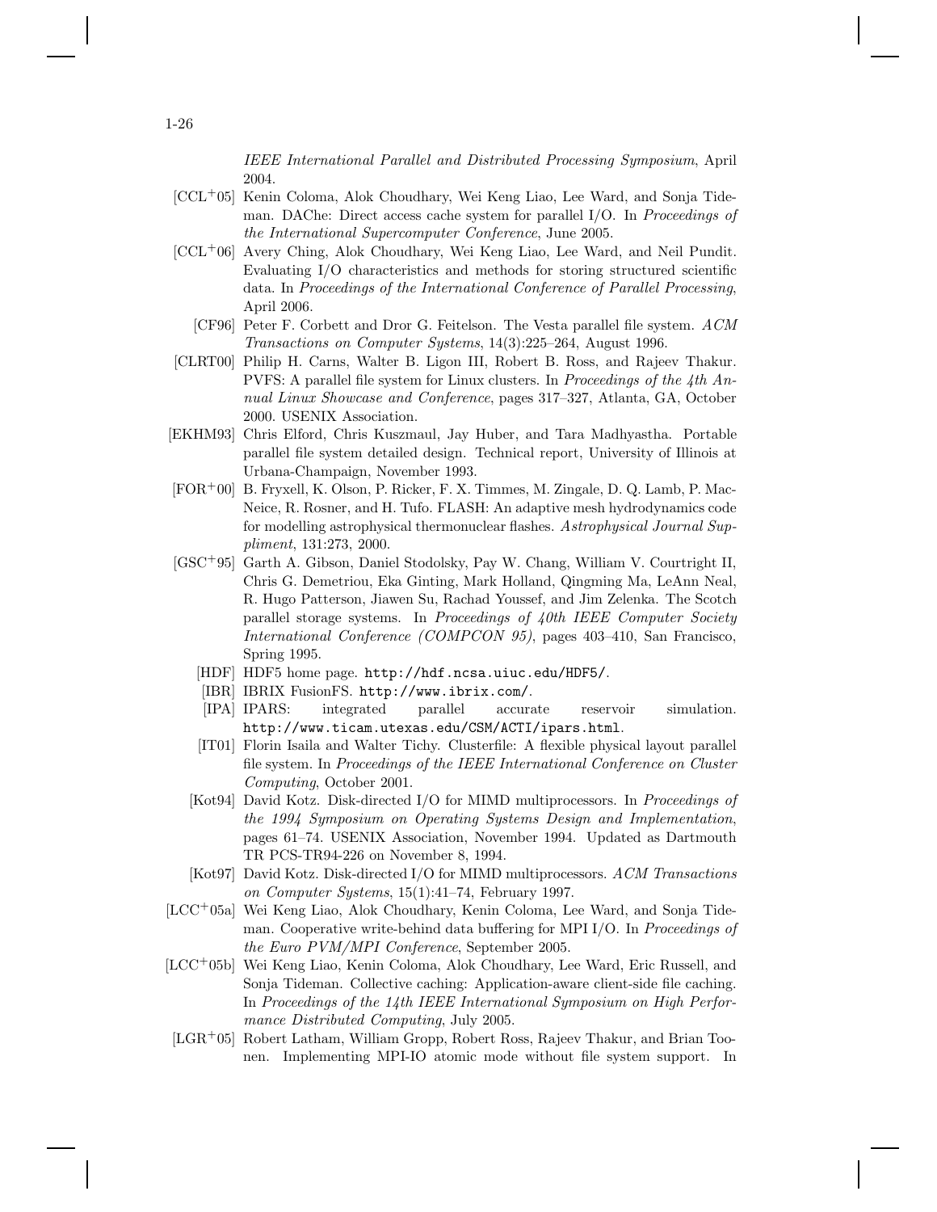*IEEE International Parallel and Distributed Processing Symposium*, April 2004.

[CCL+05] Kenin Coloma, Alok Choudhary, Wei Keng Liao, Lee Ward, and Sonja Tideman. DAChe: Direct access cache system for parallel I/O. In *Proceedings of the International Supercomputer Conference*, June 2005.

[CCL+06] Avery Ching, Alok Choudhary, Wei Keng Liao, Lee Ward, and Neil Pundit. Evaluating I/O characteristics and methods for storing structured scientific data. In *Proceedings of the International Conference of Parallel Processing*, April 2006.

[CF96] Peter F. Corbett and Dror G. Feitelson. The Vesta parallel file system. *ACM Transactions on Computer Systems*, 14(3):225–264, August 1996.

[CLRT00] Philip H. Carns, Walter B. Ligon III, Robert B. Ross, and Rajeev Thakur. PVFS: A parallel file system for Linux clusters. In *Proceedings of the 4th Annual Linux Showcase and Conference*, pages 317–327, Atlanta, GA, October 2000. USENIX Association.

[EKHM93] Chris Elford, Chris Kuszmaul, Jay Huber, and Tara Madhyastha. Portable parallel file system detailed design. Technical report, University of Illinois at Urbana-Champaign, November 1993.

[FOR+00] B. Fryxell, K. Olson, P. Ricker, F. X. Timmes, M. Zingale, D. Q. Lamb, P. MacNeice, R. Rosner, and H. Tufo. FLASH: An adaptive mesh hydrodynamics code for modelling astrophysical thermonuclear flashes. *Astrophysical Journal Suppliment*, 131:273, 2000.

[GSC+95] Garth A. Gibson, Daniel Stodolsky, Pay W. Chang, William V. Courtright II, Chris G. Demetriou, Eka Ginting, Mark Holland, Qingming Ma, LeAnn Neal, R. Hugo Patterson, Jiawen Su, Rachad Youssef, and Jim Zelenka. The Scotch parallel storage systems. In *Proceedings of 40th IEEE Computer Society International Conference (COMPCON 95)*, pages 403–410, San Francisco, Spring 1995.

[HDF] HDF5 home page. `http://hdf.ncsa.uiuc.edu/HDF5/`.

[IBR] IBRIX FusionFS. `http://www.ibrix.com/`.

[IPA] IPARS: integrated parallel accurate reservoir simulation. `http://www.ticam.utexas.edu/CSM/ACTI/ipars.html`.

[IT01] Florin Isaila and Walter Tichy. Clusterfile: A flexible physical layout parallel file system. In *Proceedings of the IEEE International Conference on Cluster Computing*, October 2001.

[Kot94] David Kotz. Disk-directed I/O for MIMD multiprocessors. In *Proceedings of the 1994 Symposium on Operating Systems Design and Implementation*, pages 61–74. USENIX Association, November 1994. Updated as Dartmouth TR PCS-TR94-226 on November 8, 1994.

[Kot97] David Kotz. Disk-directed I/O for MIMD multiprocessors. *ACM Transactions on Computer Systems*, 15(1):41–74, February 1997.

[LCC+05a] Wei Keng Liao, Alok Choudhary, Kenin Coloma, Lee Ward, and Sonja Tideman. Cooperative write-behind data buffering for MPI I/O. In *Proceedings of the Euro PVM/MPI Conference*, September 2005.

[LCC+05b] Wei Keng Liao, Kenin Coloma, Alok Choudhary, Lee Ward, Eric Russell, and Sonja Tideman. Collective caching: Application-aware client-side file caching. In *Proceedings of the 14th IEEE International Symposium on High Performance Distributed Computing*, July 2005.

[LGR+05] Robert Latham, William Gropp, Robert Ross, Rajeev Thakur, and Brian Toonen. Implementing MPI-IO atomic mode without file system support. In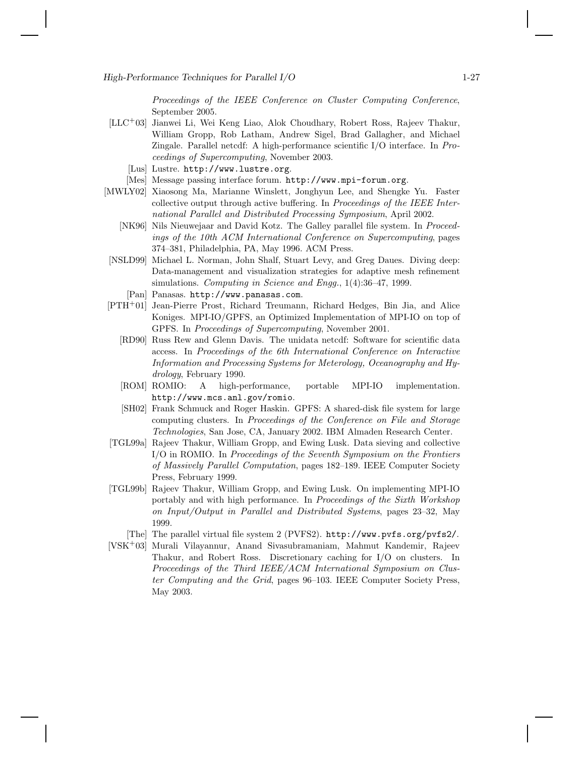*Proceedings of the IEEE Conference on Cluster Computing Conference*, September 2005.

[LLC+03] Jianwei Li, Wei Keng Liao, Alok Choudhary, Robert Ross, Rajeev Thakur, William Gropp, Rob Latham, Andrew Sigel, Brad Gallagher, and Michael Zingale. Parallel netcdf: A high-performance scientific I/O interface. In *Proceedings of Supercomputing*, November 2003.

[Lus] Lustre. `http://www.lustre.org`.

[Mes] Message passing interface forum. `http://www.mpi-forum.org`.

[MWLY02] Xiaosong Ma, Marianne Winslett, Jonghyun Lee, and Shengke Yu. Faster collective output through active buffering. In *Proceedings of the IEEE International Parallel and Distributed Processing Symposium*, April 2002.

[NK96] Nils Nieuwejaar and David Kotz. The Galley parallel file system. In *Proceedings of the 10th ACM International Conference on Supercomputing*, pages 374–381, Philadelphia, PA, May 1996. ACM Press.

[NSLD99] Michael L. Norman, John Shalf, Stuart Levy, and Greg Daues. Diving deep: Data-management and visualization strategies for adaptive mesh refinement simulations. *Computing in Science and Engg.*, 1(4):36–47, 1999.

[Pan] Panasas. `http://www.panasas.com`.

[PTH+01] Jean-Pierre Prost, Richard Treumann, Richard Hedges, Bin Jia, and Alice Koniges. MPI-IO/GPFS, an Optimized Implementation of MPI-IO on top of GPFS. In *Proceedings of Supercomputing*, November 2001.

[RD90] Russ Rew and Glenn Davis. The unidata netcdf: Software for scientific data access. In *Proceedings of the 6th International Conference on Interactive Information and Processing Systems for Meterology, Oceanography and Hydrology*, February 1990.

[ROM] ROMIO: A high-performance, portable MPI-IO implementation. `http://www.mcs.anl.gov/romio`.

[SH02] Frank Schmuck and Roger Haskin. GPFS: A shared-disk file system for large computing clusters. In *Proceedings of the Conference on File and Storage Technologies*, San Jose, CA, January 2002. IBM Almaden Research Center.

[TGL99a] Rajeev Thakur, William Gropp, and Ewing Lusk. Data sieving and collective I/O in ROMIO. In *Proceedings of the Seventh Symposium on the Frontiers of Massively Parallel Computation*, pages 182–189. IEEE Computer Society Press, February 1999.

[TGL99b] Rajeev Thakur, William Gropp, and Ewing Lusk. On implementing MPI-IO portably and with high performance. In *Proceedings of the Sixth Workshop on Input/Output in Parallel and Distributed Systems*, pages 23–32, May 1999.

[The] The parallel virtual file system 2 (PVFS2). `http://www.pvfs.org/pvfs2/`.

[VSK+03] Murali Vilayannur, Anand Sivasubramaniam, Mahmut Kandemir, Rajeev Thakur, and Robert Ross. Discretionary caching for I/O on clusters. In *Proceedings of the Third IEEE/ACM International Symposium on Cluster Computing and the Grid*, pages 96–103. IEEE Computer Society Press, May 2003.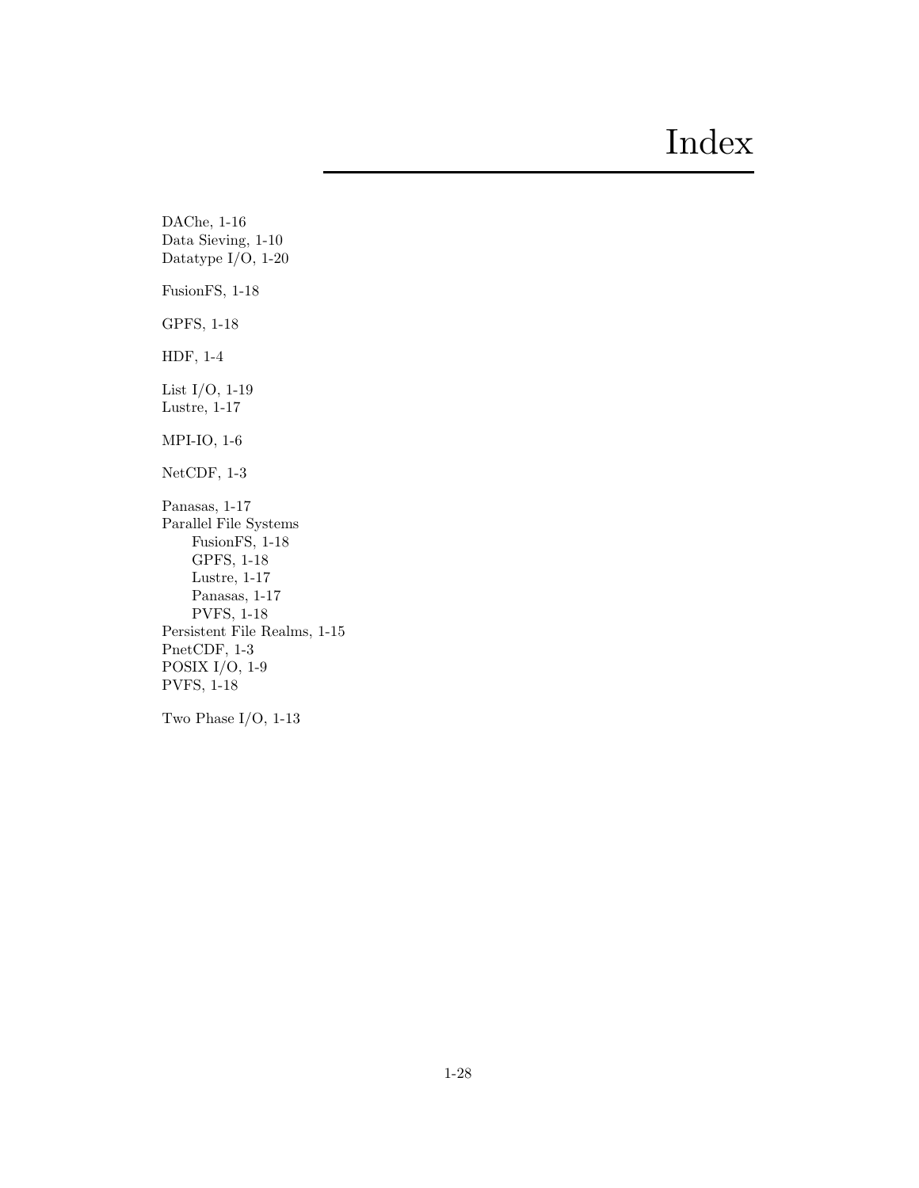# Index

DAChe, 1-16
Data Sieving, 1-10
Datatype I/O, 1-20

FusionFS, 1-18

GPFS, 1-18

HDF, 1-4

List I/O, 1-19
Lustre, 1-17

MPI-IO, 1-6

NetCDF, 1-3

Panasas, 1-17
Parallel File Systems
- FusionFS, 1-18
- GPFS, 1-18
- Lustre, 1-17
- Panasas, 1-17
- PVFS, 1-18

Persistent File Realms, 1-15
PnetCDF, 1-3
POSIX I/O, 1-9
PVFS, 1-18

Two Phase I/O, 1-13